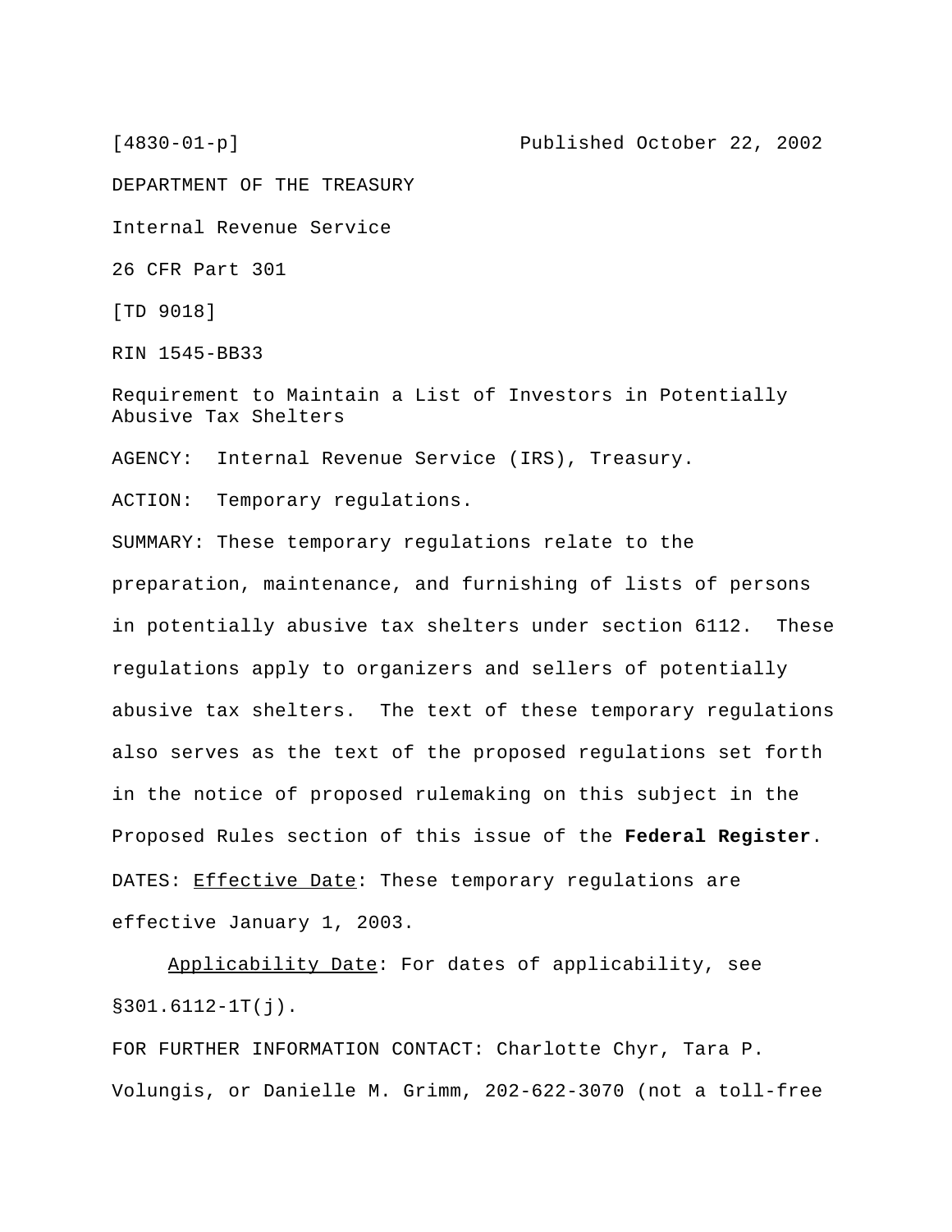[4830-01-p] Published October 22, 2002

DEPARTMENT OF THE TREASURY

Internal Revenue Service

26 CFR Part 301

[TD 9018]

RIN 1545-BB33

Requirement to Maintain a List of Investors in Potentially Abusive Tax Shelters

AGENCY: Internal Revenue Service (IRS), Treasury.

ACTION: Temporary regulations.

SUMMARY: These temporary regulations relate to the preparation, maintenance, and furnishing of lists of persons in potentially abusive tax shelters under section 6112. These regulations apply to organizers and sellers of potentially abusive tax shelters. The text of these temporary regulations also serves as the text of the proposed regulations set forth in the notice of proposed rulemaking on this subject in the Proposed Rules section of this issue of the **Federal Register**.

DATES: Effective Date: These temporary regulations are effective January 1, 2003.

Applicability Date: For dates of applicability, see §301.6112-1T(j).

FOR FURTHER INFORMATION CONTACT: Charlotte Chyr, Tara P. Volungis, or Danielle M. Grimm, 202-622-3070 (not a toll-free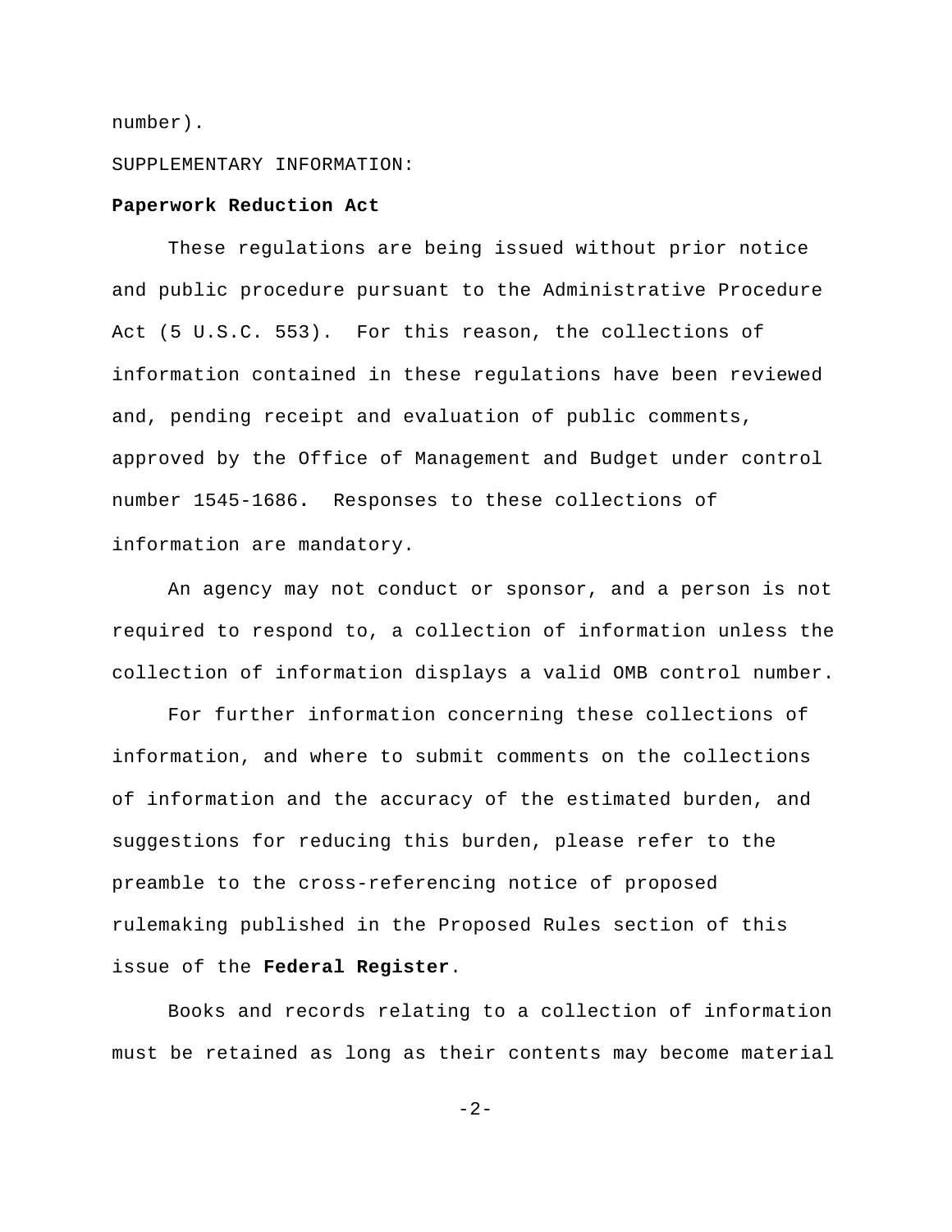number).

SUPPLEMENTARY INFORMATION:

**Paperwork Reduction Act**

These regulations are being issued without prior notice and public procedure pursuant to the Administrative Procedure Act (5 U.S.C. 553). For this reason, the collections of information contained in these regulations have been reviewed and, pending receipt and evaluation of public comments, approved by the Office of Management and Budget under control number 1545-1686. Responses to these collections of information are mandatory.

An agency may not conduct or sponsor, and a person is not required to respond to, a collection of information unless the collection of information displays a valid OMB control number.

For further information concerning these collections of information, and where to submit comments on the collections of information and the accuracy of the estimated burden, and suggestions for reducing this burden, please refer to the preamble to the cross-referencing notice of proposed rulemaking published in the Proposed Rules section of this issue of the **Federal Register**.

Books and records relating to a collection of information must be retained as long as their contents may become material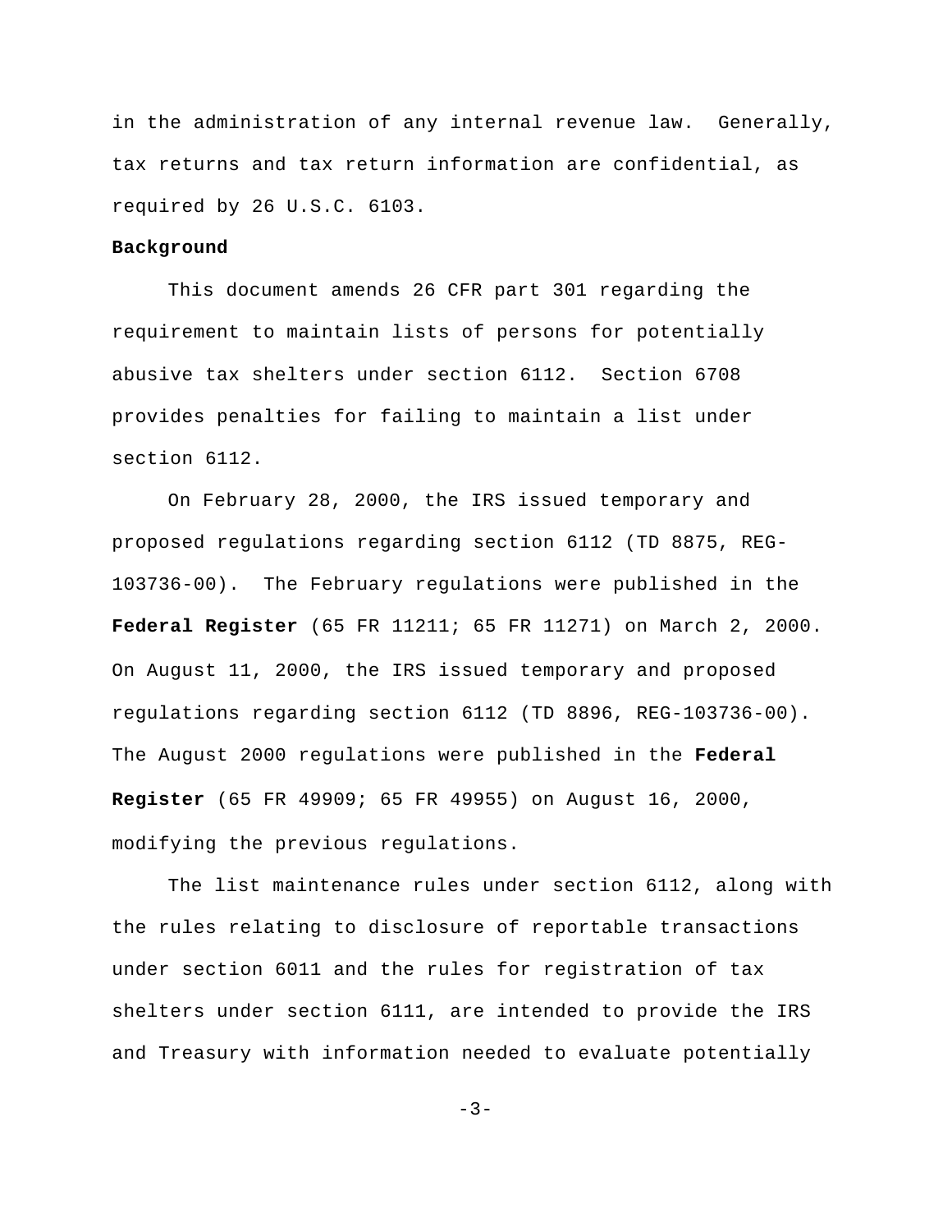in the administration of any internal revenue law. Generally, tax returns and tax return information are confidential, as required by 26 U.S.C. 6103.

**Background**

This document amends 26 CFR part 301 regarding the requirement to maintain lists of persons for potentially abusive tax shelters under section 6112. Section 6708 provides penalties for failing to maintain a list under section 6112.

On February 28, 2000, the IRS issued temporary and proposed regulations regarding section 6112 (TD 8875, REG-103736-00). The February regulations were published in the **Federal Register** (65 FR 11211; 65 FR 11271) on March 2, 2000. On August 11, 2000, the IRS issued temporary and proposed regulations regarding section 6112 (TD 8896, REG-103736-00). The August 2000 regulations were published in the **Federal Register** (65 FR 49909; 65 FR 49955) on August 16, 2000, modifying the previous regulations.

The list maintenance rules under section 6112, along with the rules relating to disclosure of reportable transactions under section 6011 and the rules for registration of tax shelters under section 6111, are intended to provide the IRS and Treasury with information needed to evaluate potentially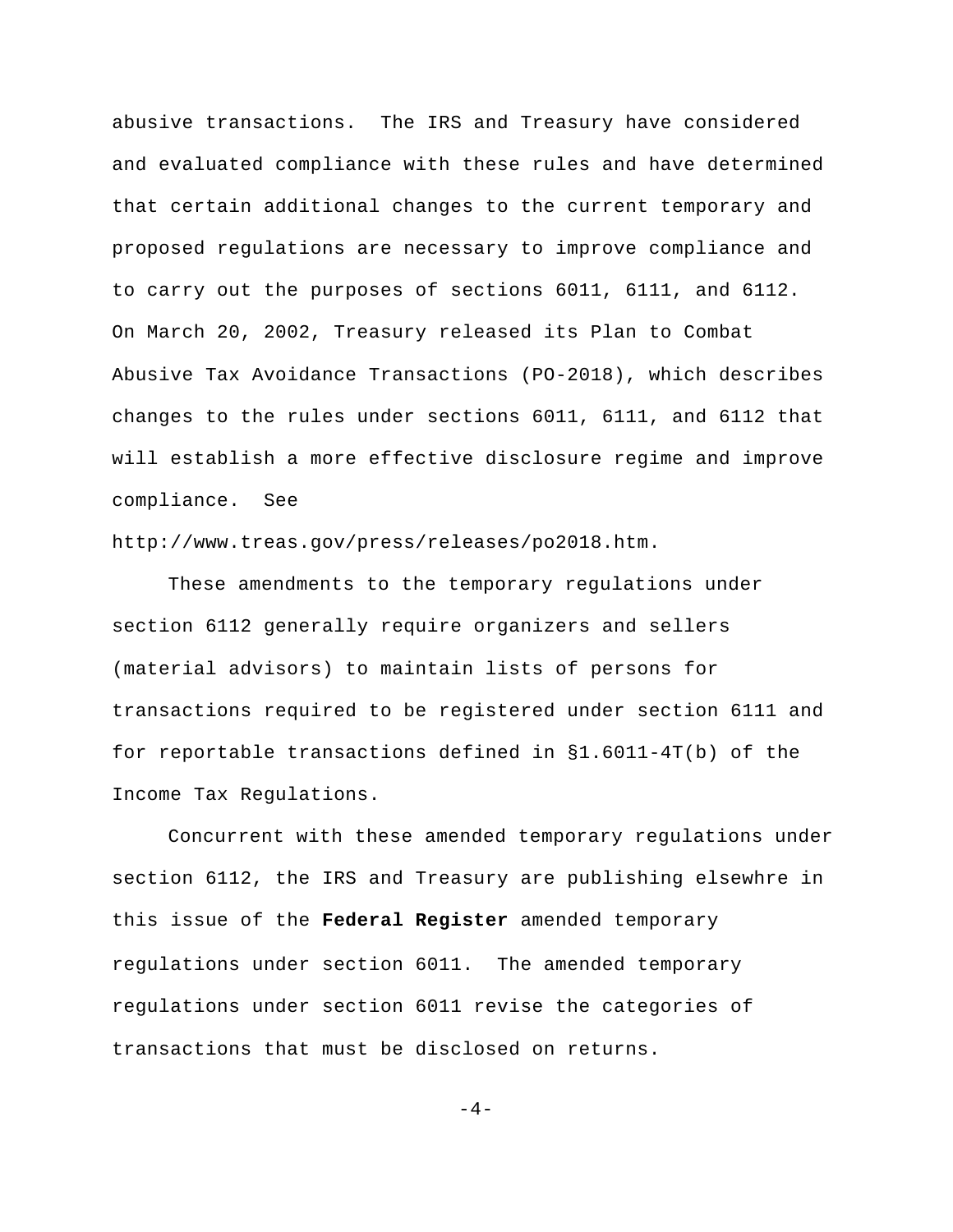abusive transactions. The IRS and Treasury have considered and evaluated compliance with these rules and have determined that certain additional changes to the current temporary and proposed regulations are necessary to improve compliance and to carry out the purposes of sections 6011, 6111, and 6112. On March 20, 2002, Treasury released its Plan to Combat Abusive Tax Avoidance Transactions (PO-2018), which describes changes to the rules under sections 6011, 6111, and 6112 that will establish a more effective disclosure regime and improve compliance. See http://www.treas.gov/press/releases/po2018.htm.

These amendments to the temporary regulations under section 6112 generally require organizers and sellers (material advisors) to maintain lists of persons for transactions required to be registered under section 6111 and for reportable transactions defined in §1.6011-4T(b) of the Income Tax Regulations.

Concurrent with these amended temporary regulations under section 6112, the IRS and Treasury are publishing elsewhre in this issue of the **Federal Register** amended temporary regulations under section 6011. The amended temporary regulations under section 6011 revise the categories of transactions that must be disclosed on returns.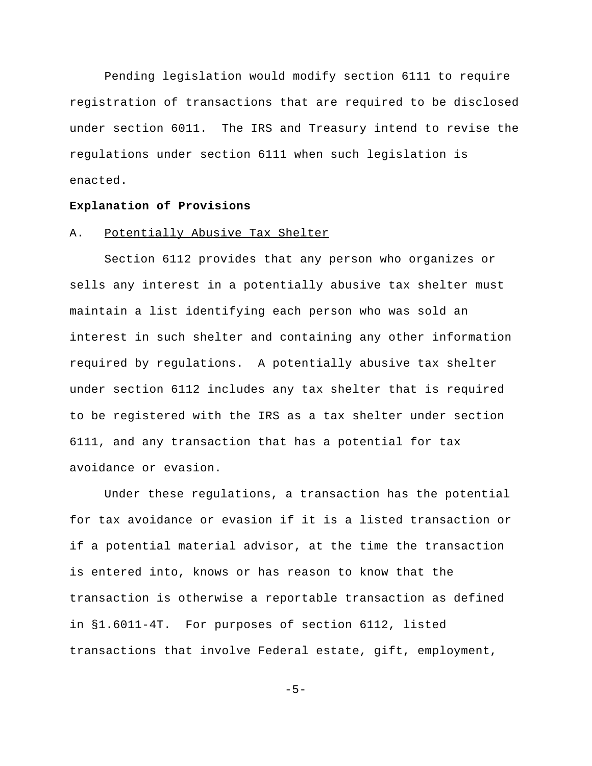Pending legislation would modify section 6111 to require registration of transactions that are required to be disclosed under section 6011. The IRS and Treasury intend to revise the regulations under section 6111 when such legislation is enacted.

**Explanation of Provisions**

A. Potentially Abusive Tax Shelter

Section 6112 provides that any person who organizes or sells any interest in a potentially abusive tax shelter must maintain a list identifying each person who was sold an interest in such shelter and containing any other information required by regulations. A potentially abusive tax shelter under section 6112 includes any tax shelter that is required to be registered with the IRS as a tax shelter under section 6111, and any transaction that has a potential for tax avoidance or evasion.

Under these regulations, a transaction has the potential for tax avoidance or evasion if it is a listed transaction or if a potential material advisor, at the time the transaction is entered into, knows or has reason to know that the transaction is otherwise a reportable transaction as defined in §1.6011-4T. For purposes of section 6112, listed transactions that involve Federal estate, gift, employment,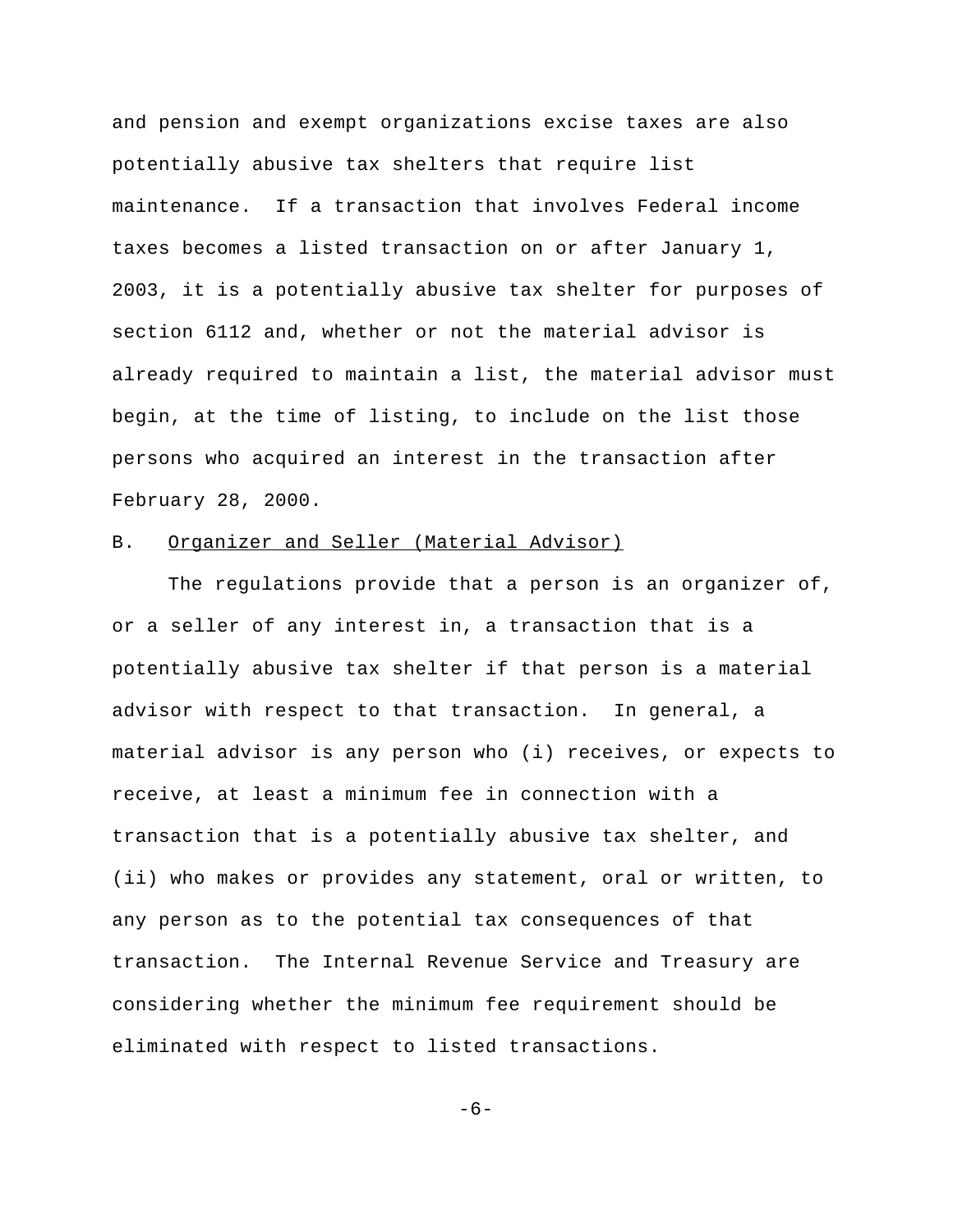and pension and exempt organizations excise taxes are also potentially abusive tax shelters that require list maintenance. If a transaction that involves Federal income taxes becomes a listed transaction on or after January 1, 2003, it is a potentially abusive tax shelter for purposes of section 6112 and, whether or not the material advisor is already required to maintain a list, the material advisor must begin, at the time of listing, to include on the list those persons who acquired an interest in the transaction after February 28, 2000.

B. Organizer and Seller (Material Advisor)

The regulations provide that a person is an organizer of, or a seller of any interest in, a transaction that is a potentially abusive tax shelter if that person is a material advisor with respect to that transaction. In general, a material advisor is any person who (i) receives, or expects to receive, at least a minimum fee in connection with a transaction that is a potentially abusive tax shelter, and (ii) who makes or provides any statement, oral or written, to any person as to the potential tax consequences of that transaction. The Internal Revenue Service and Treasury are considering whether the minimum fee requirement should be eliminated with respect to listed transactions.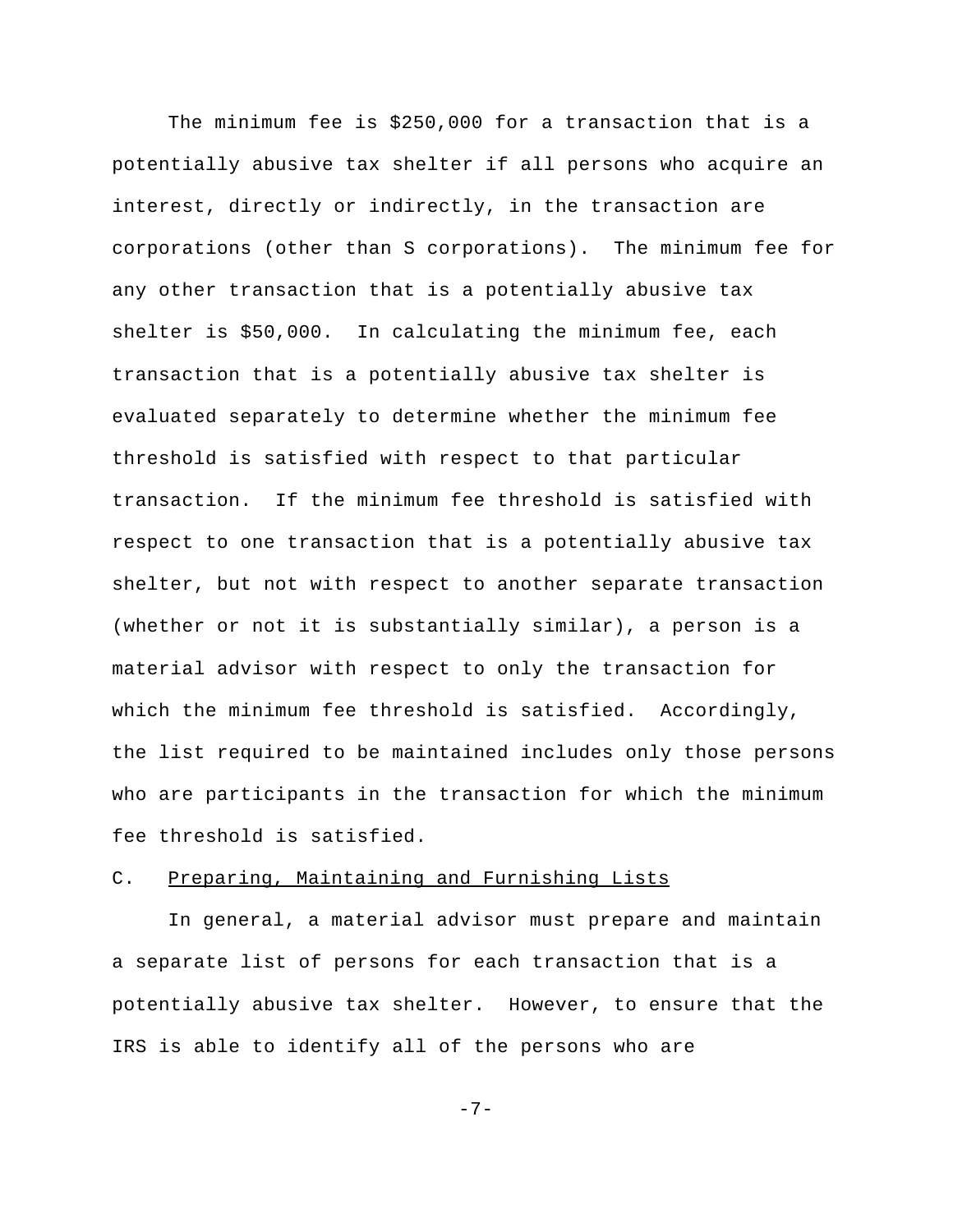The minimum fee is $250,000 for a transaction that is a potentially abusive tax shelter if all persons who acquire an interest, directly or indirectly, in the transaction are corporations (other than S corporations). The minimum fee for any other transaction that is a potentially abusive tax shelter is $50,000. In calculating the minimum fee, each transaction that is a potentially abusive tax shelter is evaluated separately to determine whether the minimum fee threshold is satisfied with respect to that particular transaction. If the minimum fee threshold is satisfied with respect to one transaction that is a potentially abusive tax shelter, but not with respect to another separate transaction (whether or not it is substantially similar), a person is a material advisor with respect to only the transaction for which the minimum fee threshold is satisfied. Accordingly, the list required to be maintained includes only those persons who are participants in the transaction for which the minimum fee threshold is satisfied.

C. Preparing, Maintaining and Furnishing Lists

In general, a material advisor must prepare and maintain a separate list of persons for each transaction that is a potentially abusive tax shelter. However, to ensure that the IRS is able to identify all of the persons who are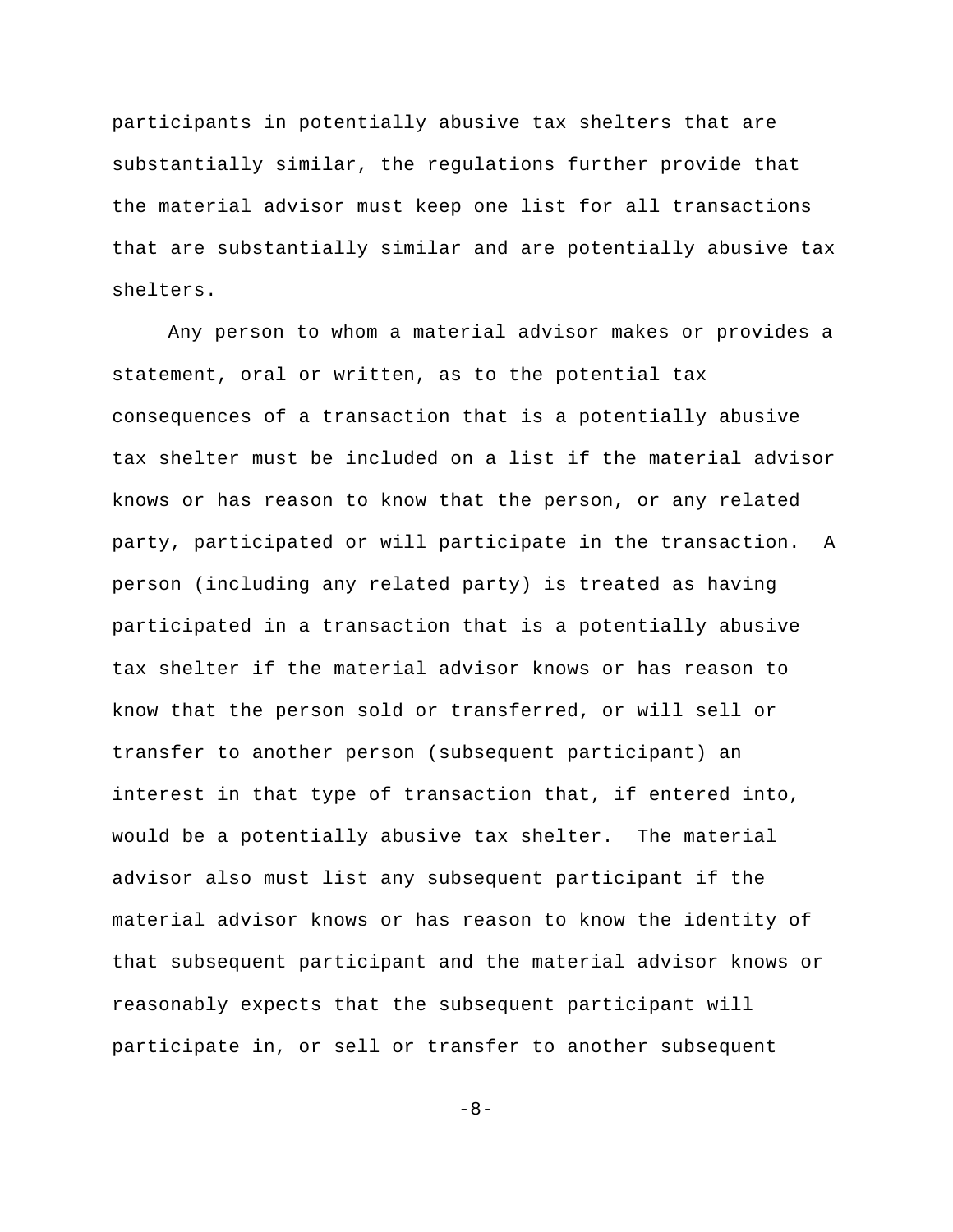participants in potentially abusive tax shelters that are substantially similar, the regulations further provide that the material advisor must keep one list for all transactions that are substantially similar and are potentially abusive tax shelters.

Any person to whom a material advisor makes or provides a statement, oral or written, as to the potential tax consequences of a transaction that is a potentially abusive tax shelter must be included on a list if the material advisor knows or has reason to know that the person, or any related party, participated or will participate in the transaction. A person (including any related party) is treated as having participated in a transaction that is a potentially abusive tax shelter if the material advisor knows or has reason to know that the person sold or transferred, or will sell or transfer to another person (subsequent participant) an interest in that type of transaction that, if entered into, would be a potentially abusive tax shelter. The material advisor also must list any subsequent participant if the material advisor knows or has reason to know the identity of that subsequent participant and the material advisor knows or reasonably expects that the subsequent participant will participate in, or sell or transfer to another subsequent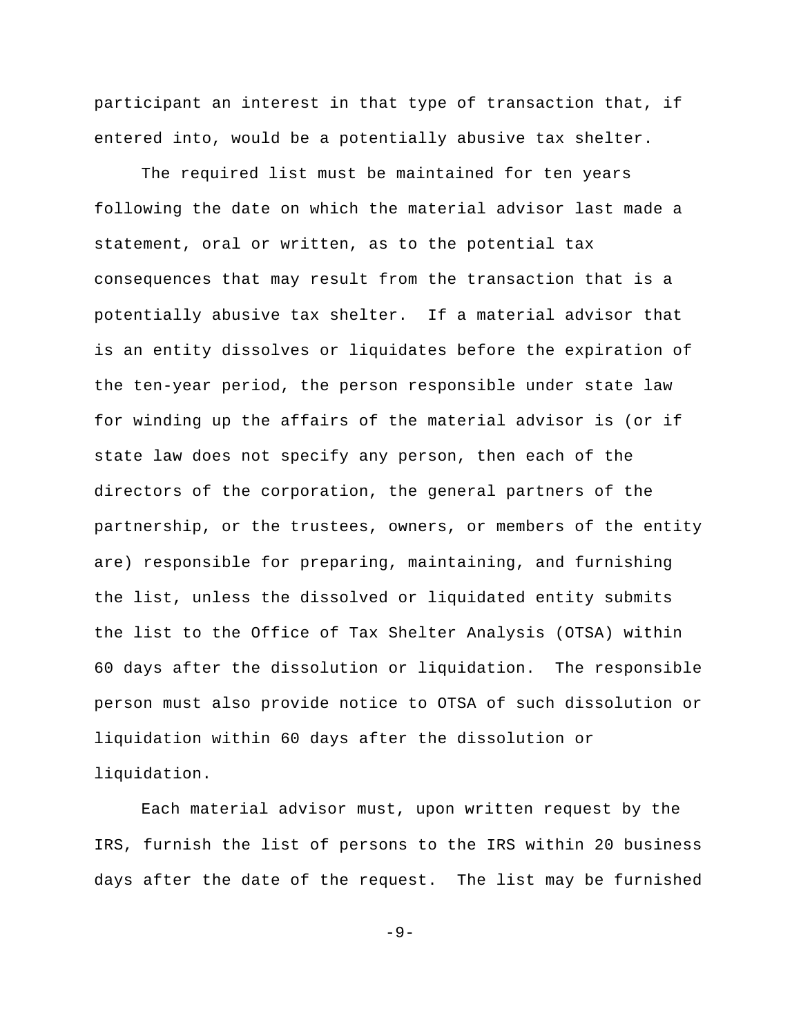participant an interest in that type of transaction that, if entered into, would be a potentially abusive tax shelter.

The required list must be maintained for ten years following the date on which the material advisor last made a statement, oral or written, as to the potential tax consequences that may result from the transaction that is a potentially abusive tax shelter. If a material advisor that is an entity dissolves or liquidates before the expiration of the ten-year period, the person responsible under state law for winding up the affairs of the material advisor is (or if state law does not specify any person, then each of the directors of the corporation, the general partners of the partnership, or the trustees, owners, or members of the entity are) responsible for preparing, maintaining, and furnishing the list, unless the dissolved or liquidated entity submits the list to the Office of Tax Shelter Analysis (OTSA) within 60 days after the dissolution or liquidation. The responsible person must also provide notice to OTSA of such dissolution or liquidation within 60 days after the dissolution or liquidation.

Each material advisor must, upon written request by the IRS, furnish the list of persons to the IRS within 20 business days after the date of the request. The list may be furnished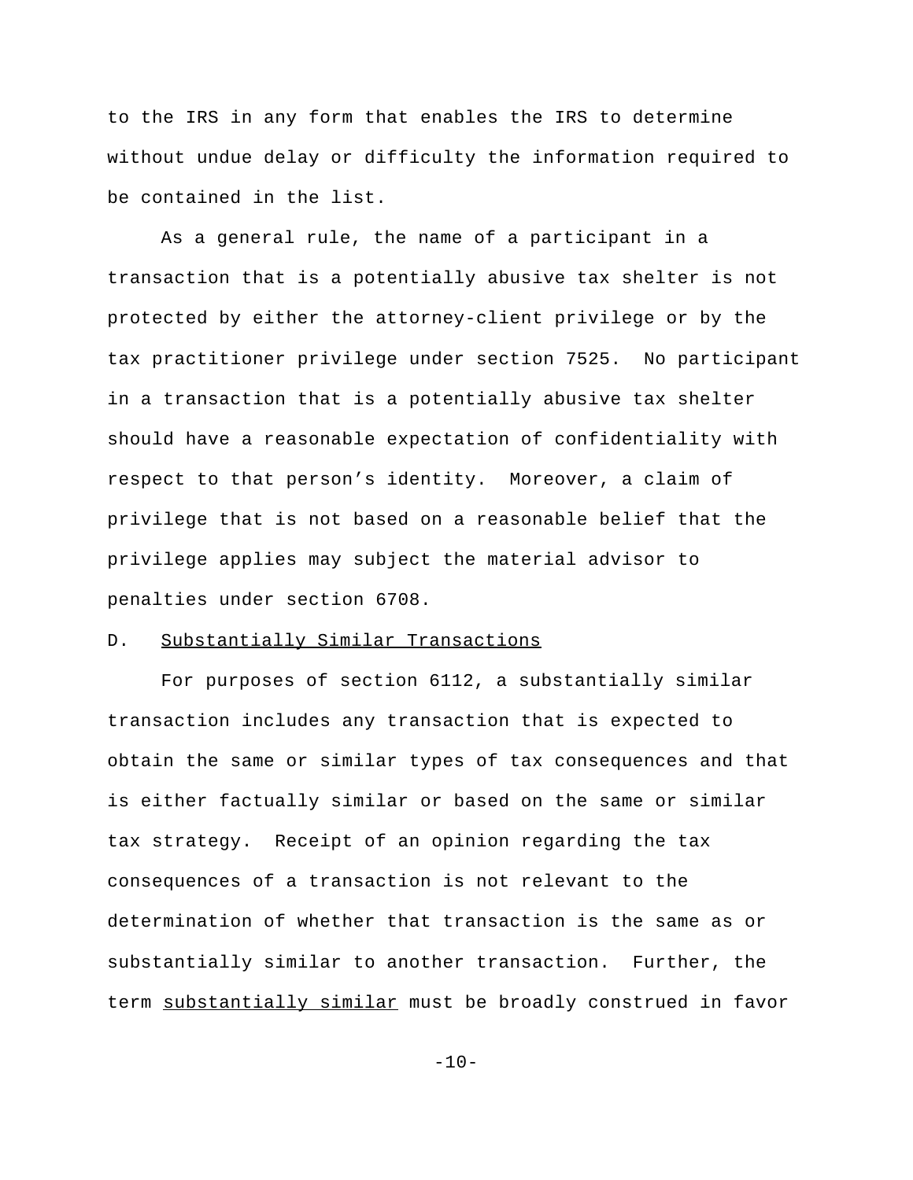to the IRS in any form that enables the IRS to determine without undue delay or difficulty the information required to be contained in the list.

As a general rule, the name of a participant in a transaction that is a potentially abusive tax shelter is not protected by either the attorney-client privilege or by the tax practitioner privilege under section 7525. No participant in a transaction that is a potentially abusive tax shelter should have a reasonable expectation of confidentiality with respect to that person's identity. Moreover, a claim of privilege that is not based on a reasonable belief that the privilege applies may subject the material advisor to penalties under section 6708.

D. Substantially Similar Transactions

For purposes of section 6112, a substantially similar transaction includes any transaction that is expected to obtain the same or similar types of tax consequences and that is either factually similar or based on the same or similar tax strategy. Receipt of an opinion regarding the tax consequences of a transaction is not relevant to the determination of whether that transaction is the same as or substantially similar to another transaction. Further, the term substantially similar must be broadly construed in favor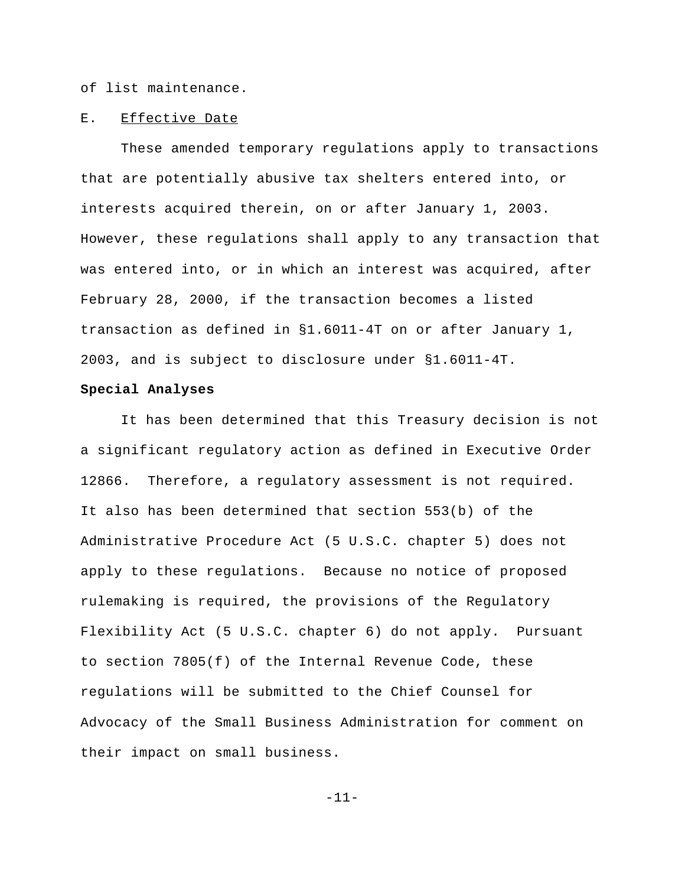of list maintenance.

E. Effective Date

These amended temporary regulations apply to transactions that are potentially abusive tax shelters entered into, or interests acquired therein, on or after January 1, 2003. However, these regulations shall apply to any transaction that was entered into, or in which an interest was acquired, after February 28, 2000, if the transaction becomes a listed transaction as defined in §1.6011-4T on or after January 1, 2003, and is subject to disclosure under §1.6011-4T.

**Special Analyses**

It has been determined that this Treasury decision is not a significant regulatory action as defined in Executive Order 12866. Therefore, a regulatory assessment is not required. It also has been determined that section 553(b) of the Administrative Procedure Act (5 U.S.C. chapter 5) does not apply to these regulations. Because no notice of proposed rulemaking is required, the provisions of the Regulatory Flexibility Act (5 U.S.C. chapter 6) do not apply. Pursuant to section 7805(f) of the Internal Revenue Code, these regulations will be submitted to the Chief Counsel for Advocacy of the Small Business Administration for comment on their impact on small business.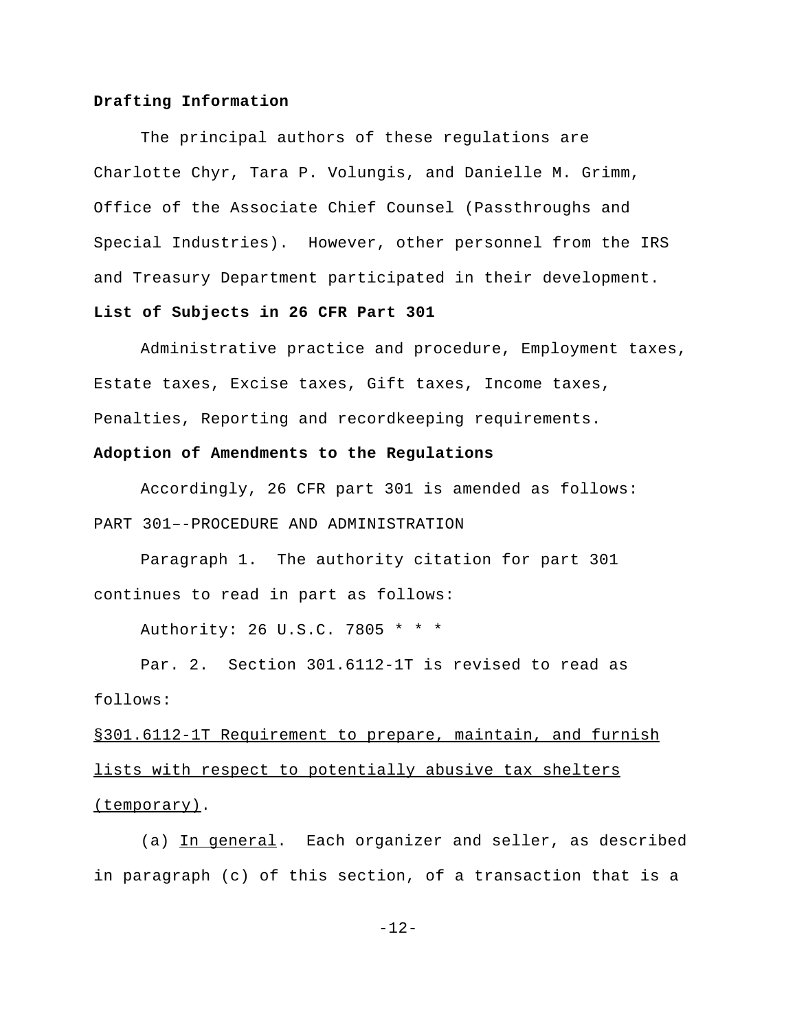**Drafting Information**

The principal authors of these regulations are Charlotte Chyr, Tara P. Volungis, and Danielle M. Grimm, Office of the Associate Chief Counsel (Passthroughs and Special Industries). However, other personnel from the IRS and Treasury Department participated in their development.

**List of Subjects in 26 CFR Part 301**

Administrative practice and procedure, Employment taxes, Estate taxes, Excise taxes, Gift taxes, Income taxes, Penalties, Reporting and recordkeeping requirements.

**Adoption of Amendments to the Regulations**

Accordingly, 26 CFR part 301 is amended as follows:

PART 301–-PROCEDURE AND ADMINISTRATION

Paragraph 1. The authority citation for part 301 continues to read in part as follows:

Authority: 26 U.S.C. 7805 * * *

Par. 2. Section 301.6112-1T is revised to read as follows:

§301.6112-1T Requirement to prepare, maintain, and furnish lists with respect to potentially abusive tax shelters (temporary).

(a) In general. Each organizer and seller, as described in paragraph (c) of this section, of a transaction that is a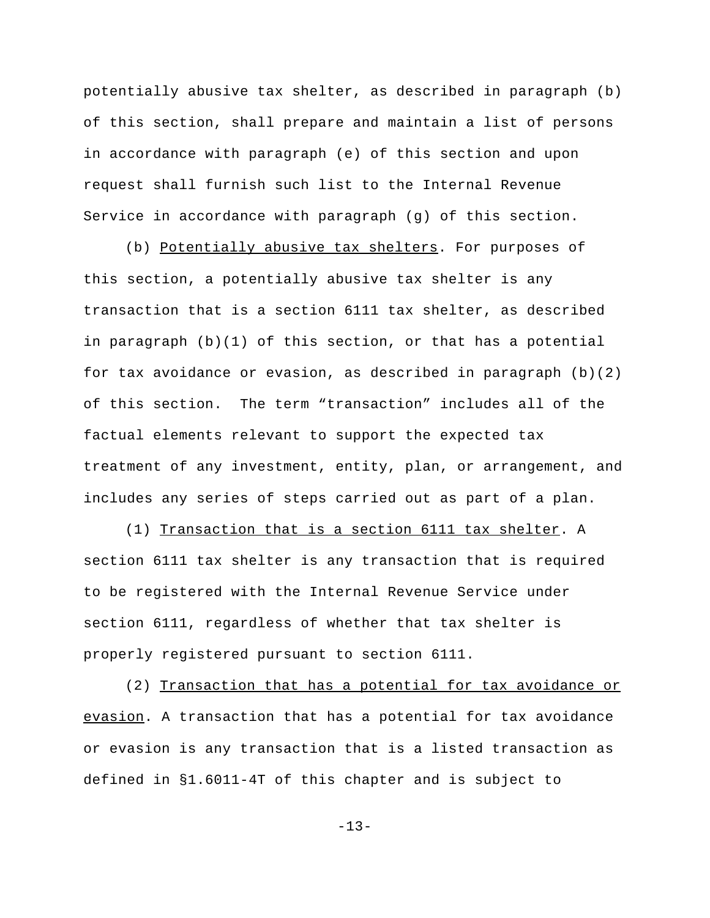potentially abusive tax shelter, as described in paragraph (b) of this section, shall prepare and maintain a list of persons in accordance with paragraph (e) of this section and upon request shall furnish such list to the Internal Revenue Service in accordance with paragraph (g) of this section.

(b) Potentially abusive tax shelters. For purposes of this section, a potentially abusive tax shelter is any transaction that is a section 6111 tax shelter, as described in paragraph (b)(1) of this section, or that has a potential for tax avoidance or evasion, as described in paragraph (b)(2) of this section. The term “transaction” includes all of the factual elements relevant to support the expected tax treatment of any investment, entity, plan, or arrangement, and includes any series of steps carried out as part of a plan.

(1) Transaction that is a section 6111 tax shelter. A section 6111 tax shelter is any transaction that is required to be registered with the Internal Revenue Service under section 6111, regardless of whether that tax shelter is properly registered pursuant to section 6111.

(2) Transaction that has a potential for tax avoidance or evasion. A transaction that has a potential for tax avoidance or evasion is any transaction that is a listed transaction as defined in §1.6011-4T of this chapter and is subject to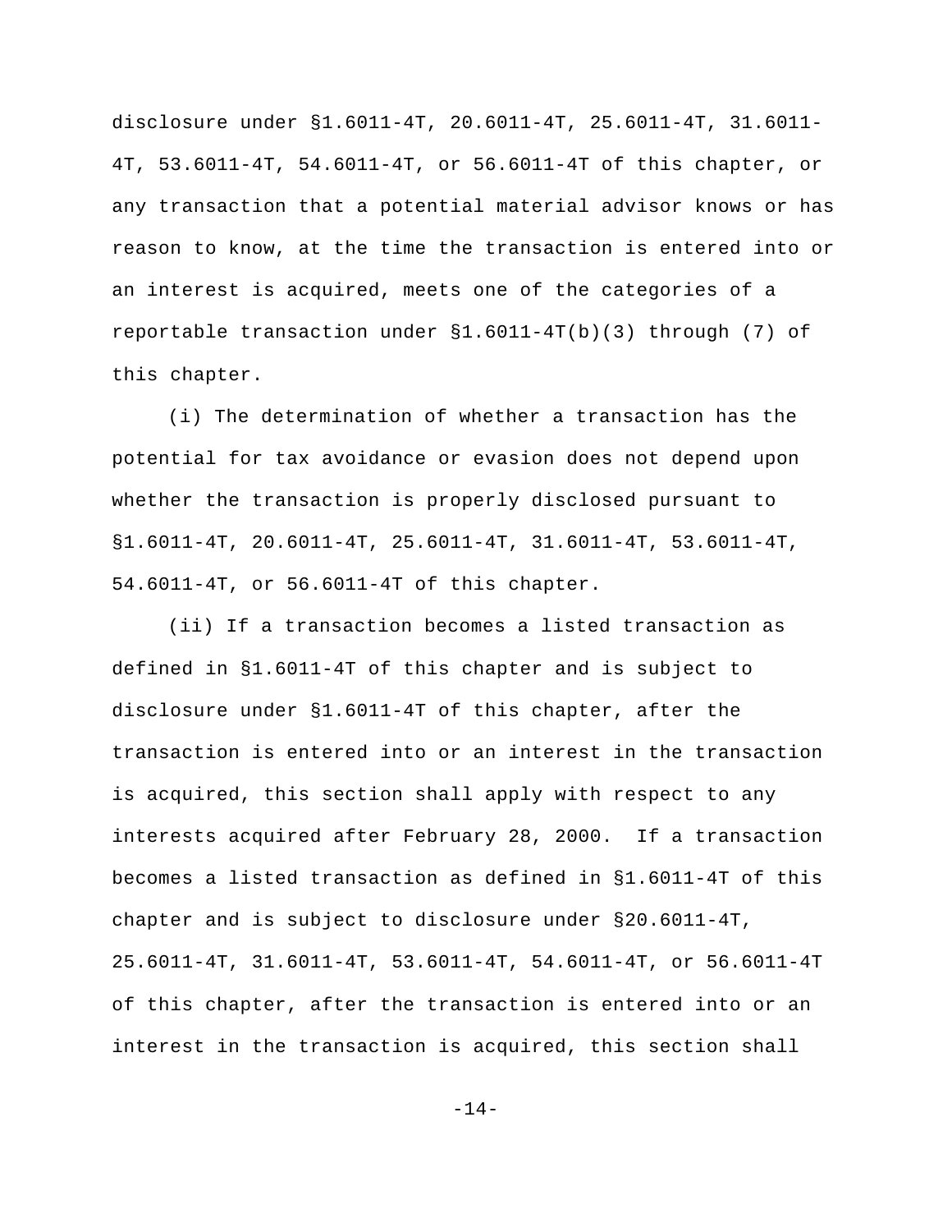disclosure under §1.6011-4T, 20.6011-4T, 25.6011-4T, 31.6011-4T, 53.6011-4T, 54.6011-4T, or 56.6011-4T of this chapter, or any transaction that a potential material advisor knows or has reason to know, at the time the transaction is entered into or an interest is acquired, meets one of the categories of a reportable transaction under §1.6011-4T(b)(3) through (7) of this chapter.

(i) The determination of whether a transaction has the potential for tax avoidance or evasion does not depend upon whether the transaction is properly disclosed pursuant to §1.6011-4T, 20.6011-4T, 25.6011-4T, 31.6011-4T, 53.6011-4T, 54.6011-4T, or 56.6011-4T of this chapter.

(ii) If a transaction becomes a listed transaction as defined in §1.6011-4T of this chapter and is subject to disclosure under §1.6011-4T of this chapter, after the transaction is entered into or an interest in the transaction is acquired, this section shall apply with respect to any interests acquired after February 28, 2000. If a transaction becomes a listed transaction as defined in §1.6011-4T of this chapter and is subject to disclosure under §20.6011-4T, 25.6011-4T, 31.6011-4T, 53.6011-4T, 54.6011-4T, or 56.6011-4T of this chapter, after the transaction is entered into or an interest in the transaction is acquired, this section shall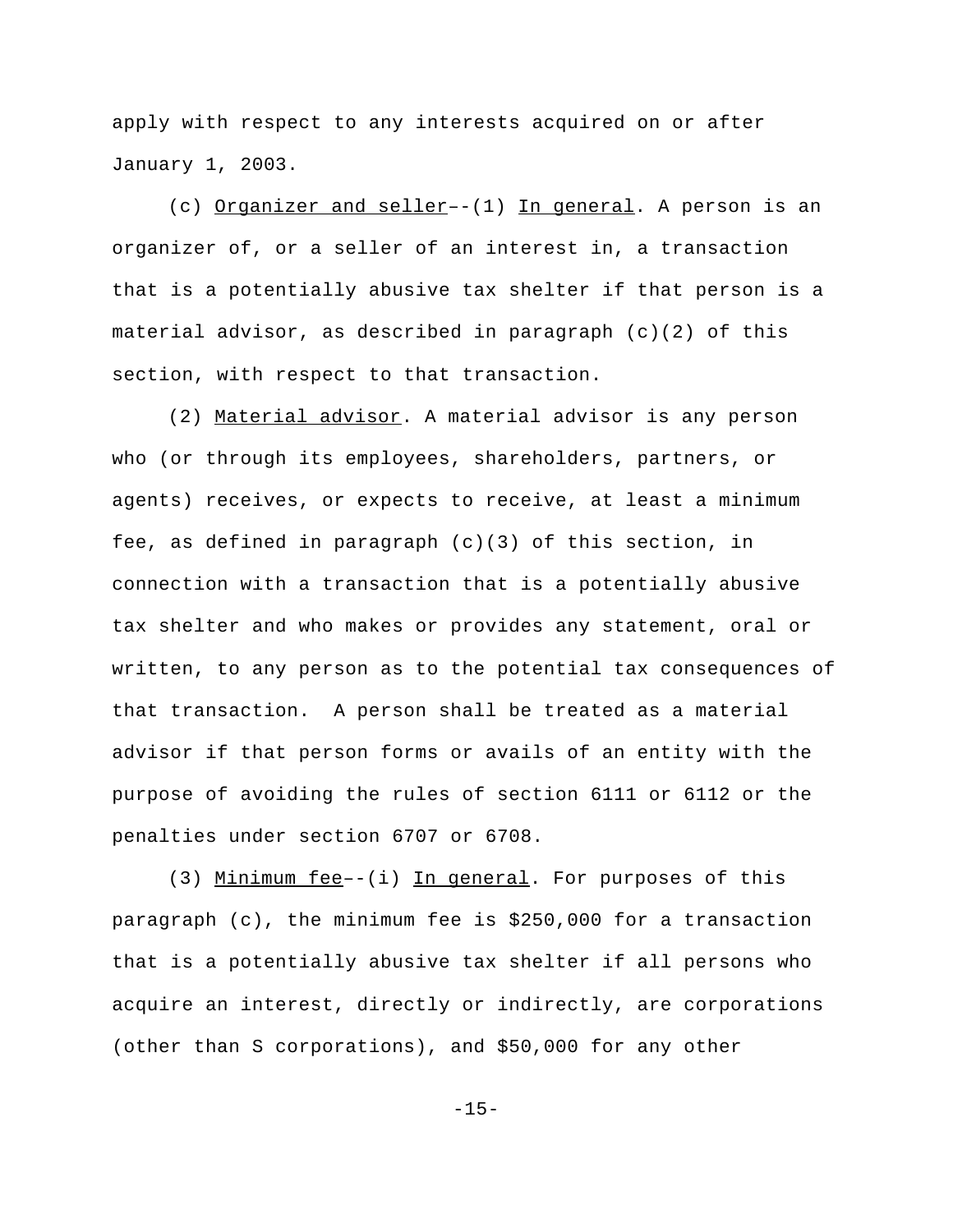apply with respect to any interests acquired on or after January 1, 2003.

(c) Organizer and seller––(1) In general. A person is an organizer of, or a seller of an interest in, a transaction that is a potentially abusive tax shelter if that person is a material advisor, as described in paragraph (c)(2) of this section, with respect to that transaction.

(2) Material advisor. A material advisor is any person who (or through its employees, shareholders, partners, or agents) receives, or expects to receive, at least a minimum fee, as defined in paragraph (c)(3) of this section, in connection with a transaction that is a potentially abusive tax shelter and who makes or provides any statement, oral or written, to any person as to the potential tax consequences of that transaction. A person shall be treated as a material advisor if that person forms or avails of an entity with the purpose of avoiding the rules of section 6111 or 6112 or the penalties under section 6707 or 6708.

(3) Minimum fee––(i) In general. For purposes of this paragraph (c), the minimum fee is $250,000 for a transaction that is a potentially abusive tax shelter if all persons who acquire an interest, directly or indirectly, are corporations (other than S corporations), and $50,000 for any other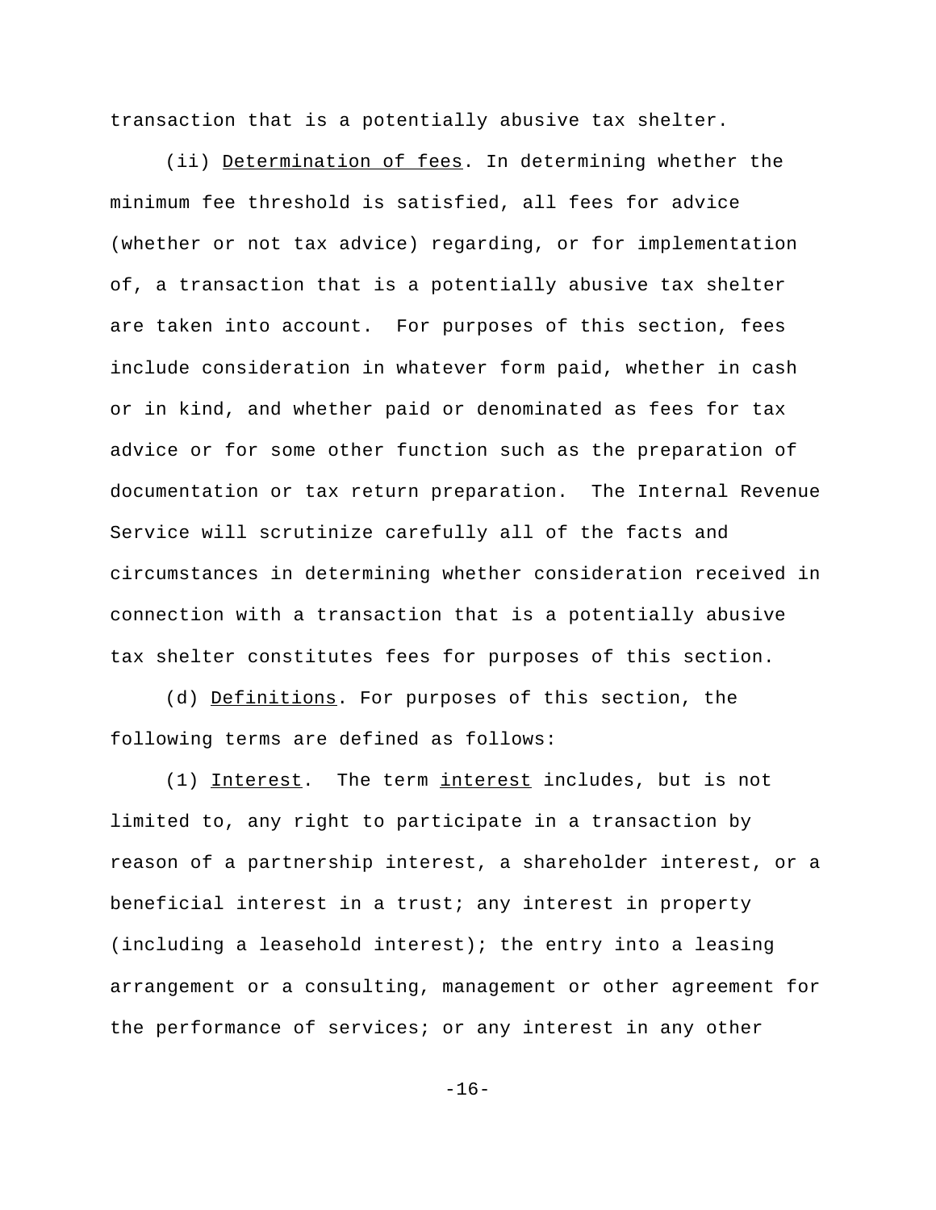transaction that is a potentially abusive tax shelter.

(ii) Determination of fees. In determining whether the minimum fee threshold is satisfied, all fees for advice (whether or not tax advice) regarding, or for implementation of, a transaction that is a potentially abusive tax shelter are taken into account. For purposes of this section, fees include consideration in whatever form paid, whether in cash or in kind, and whether paid or denominated as fees for tax advice or for some other function such as the preparation of documentation or tax return preparation. The Internal Revenue Service will scrutinize carefully all of the facts and circumstances in determining whether consideration received in connection with a transaction that is a potentially abusive tax shelter constitutes fees for purposes of this section.

(d) Definitions. For purposes of this section, the following terms are defined as follows:

(1) Interest. The term interest includes, but is not limited to, any right to participate in a transaction by reason of a partnership interest, a shareholder interest, or a beneficial interest in a trust; any interest in property (including a leasehold interest); the entry into a leasing arrangement or a consulting, management or other agreement for the performance of services; or any interest in any other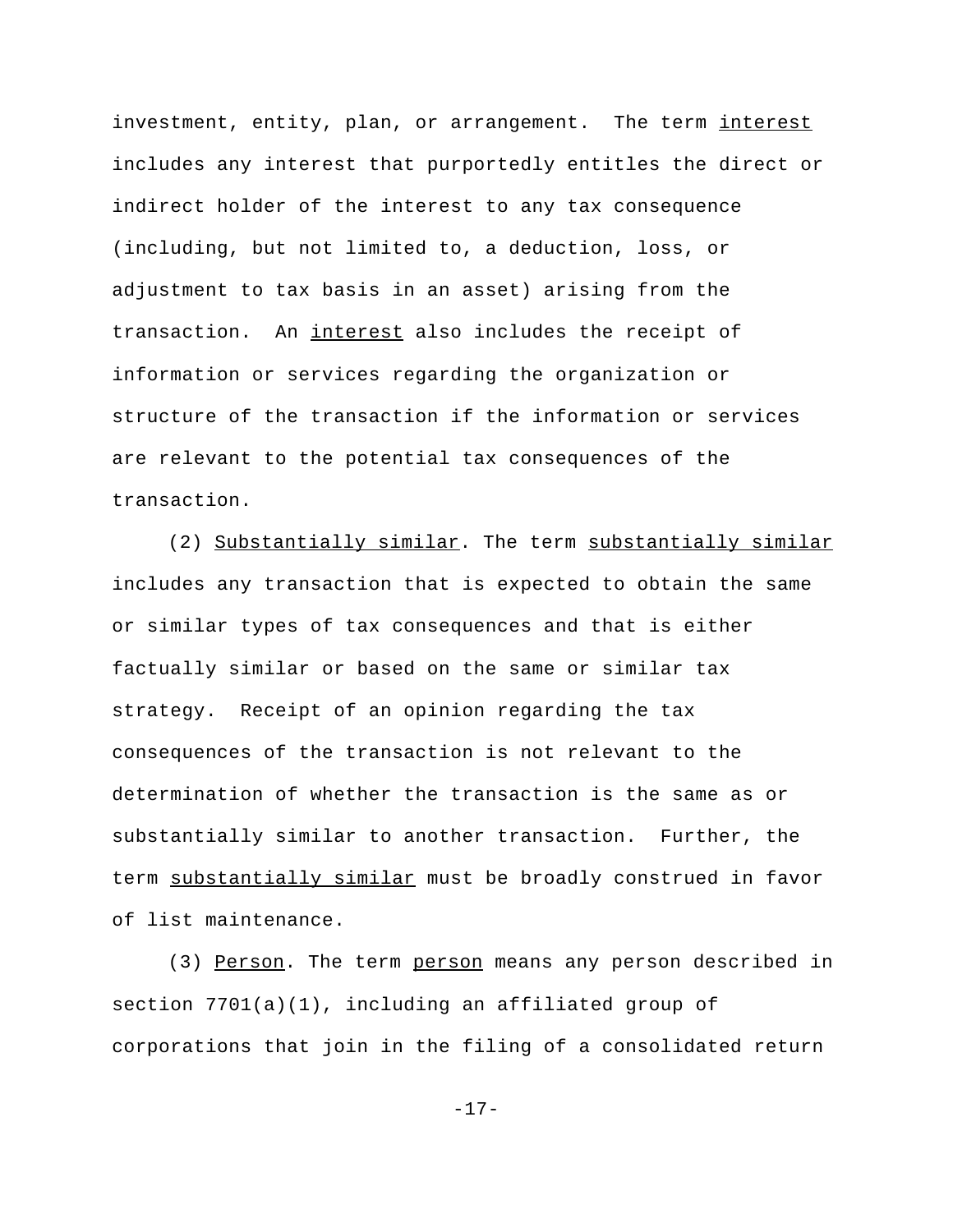investment, entity, plan, or arrangement. The term _interest_ includes any interest that purportedly entitles the direct or indirect holder of the interest to any tax consequence (including, but not limited to, a deduction, loss, or adjustment to tax basis in an asset) arising from the transaction. An _interest_ also includes the receipt of information or services regarding the organization or structure of the transaction if the information or services are relevant to the potential tax consequences of the transaction.

(2) _Substantially similar_. The term _substantially similar_ includes any transaction that is expected to obtain the same or similar types of tax consequences and that is either factually similar or based on the same or similar tax strategy. Receipt of an opinion regarding the tax consequences of the transaction is not relevant to the determination of whether the transaction is the same as or substantially similar to another transaction. Further, the term _substantially similar_ must be broadly construed in favor of list maintenance.

(3) _Person_. The term _person_ means any person described in section 7701(a)(1), including an affiliated group of corporations that join in the filing of a consolidated return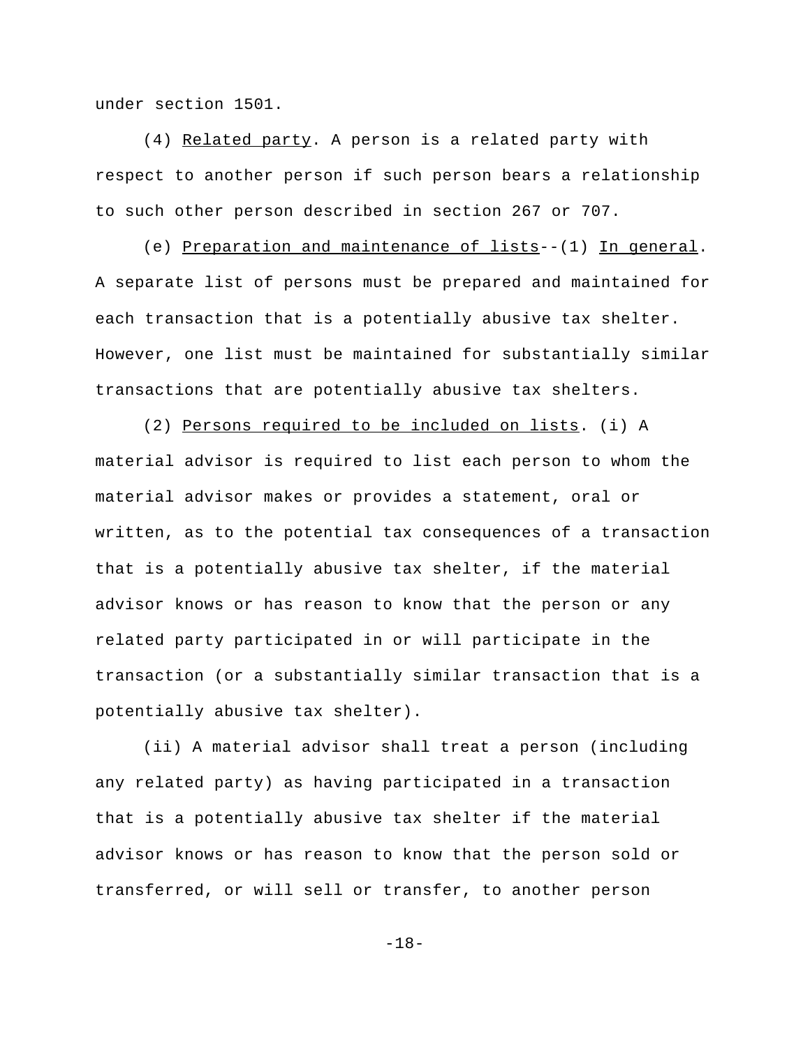under section 1501.

(4) Related party. A person is a related party with respect to another person if such person bears a relationship to such other person described in section 267 or 707.

(e) Preparation and maintenance of lists--(1) In general. A separate list of persons must be prepared and maintained for each transaction that is a potentially abusive tax shelter. However, one list must be maintained for substantially similar transactions that are potentially abusive tax shelters.

(2) Persons required to be included on lists. (i) A material advisor is required to list each person to whom the material advisor makes or provides a statement, oral or written, as to the potential tax consequences of a transaction that is a potentially abusive tax shelter, if the material advisor knows or has reason to know that the person or any related party participated in or will participate in the transaction (or a substantially similar transaction that is a potentially abusive tax shelter).

(ii) A material advisor shall treat a person (including any related party) as having participated in a transaction that is a potentially abusive tax shelter if the material advisor knows or has reason to know that the person sold or transferred, or will sell or transfer, to another person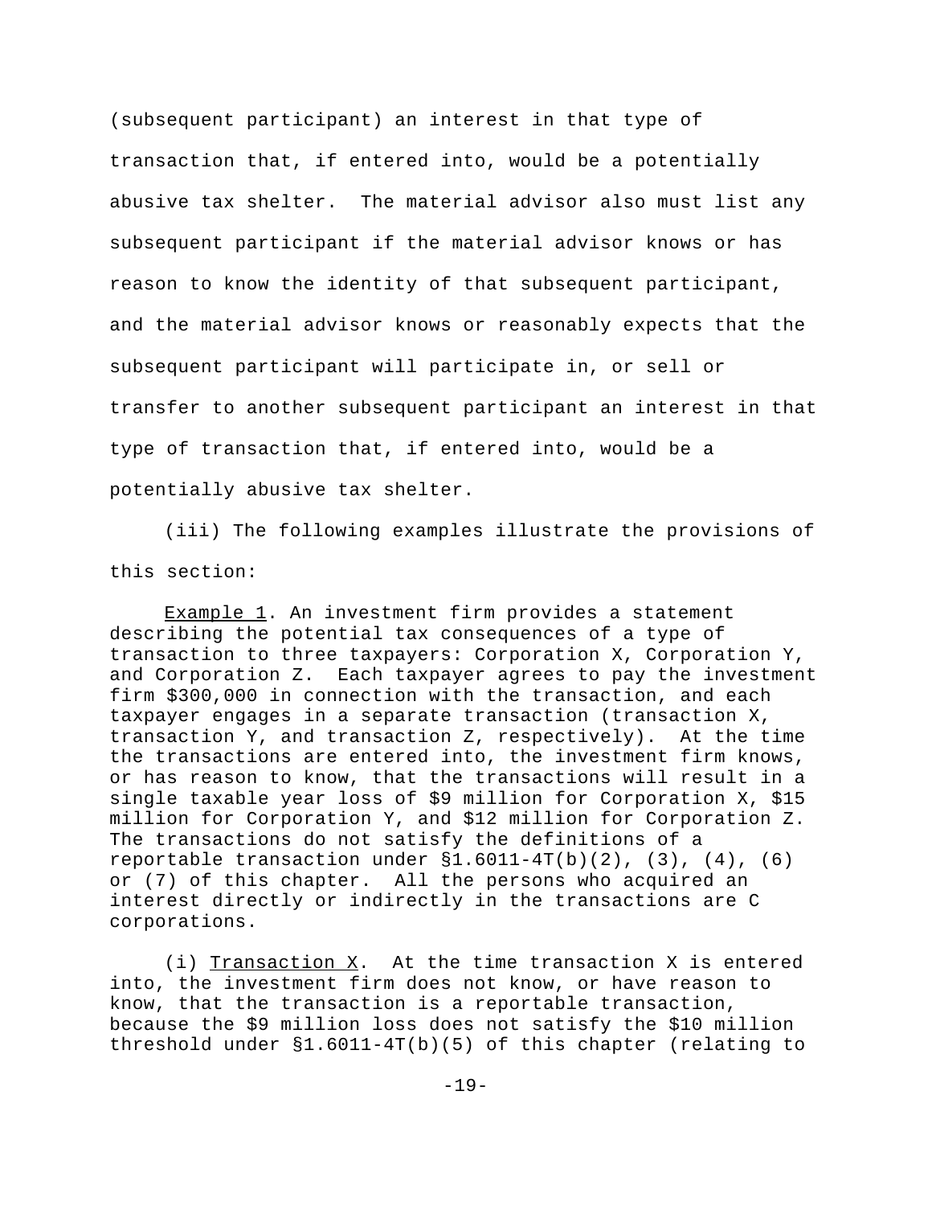(subsequent participant) an interest in that type of transaction that, if entered into, would be a potentially abusive tax shelter. The material advisor also must list any subsequent participant if the material advisor knows or has reason to know the identity of that subsequent participant, and the material advisor knows or reasonably expects that the subsequent participant will participate in, or sell or transfer to another subsequent participant an interest in that type of transaction that, if entered into, would be a potentially abusive tax shelter.

(iii) The following examples illustrate the provisions of this section:

Example 1. An investment firm provides a statement describing the potential tax consequences of a type of transaction to three taxpayers: Corporation X, Corporation Y, and Corporation Z. Each taxpayer agrees to pay the investment firm $300,000 in connection with the transaction, and each taxpayer engages in a separate transaction (transaction X, transaction Y, and transaction Z, respectively). At the time the transactions are entered into, the investment firm knows, or has reason to know, that the transactions will result in a single taxable year loss of $9 million for Corporation X, $15 million for Corporation Y, and $12 million for Corporation Z. The transactions do not satisfy the definitions of a reportable transaction under §1.6011-4T(b)(2), (3), (4), (6) or (7) of this chapter. All the persons who acquired an interest directly or indirectly in the transactions are C corporations.

(i) Transaction X. At the time transaction X is entered into, the investment firm does not know, or have reason to know, that the transaction is a reportable transaction, because the $9 million loss does not satisfy the $10 million threshold under §1.6011-4T(b)(5) of this chapter (relating to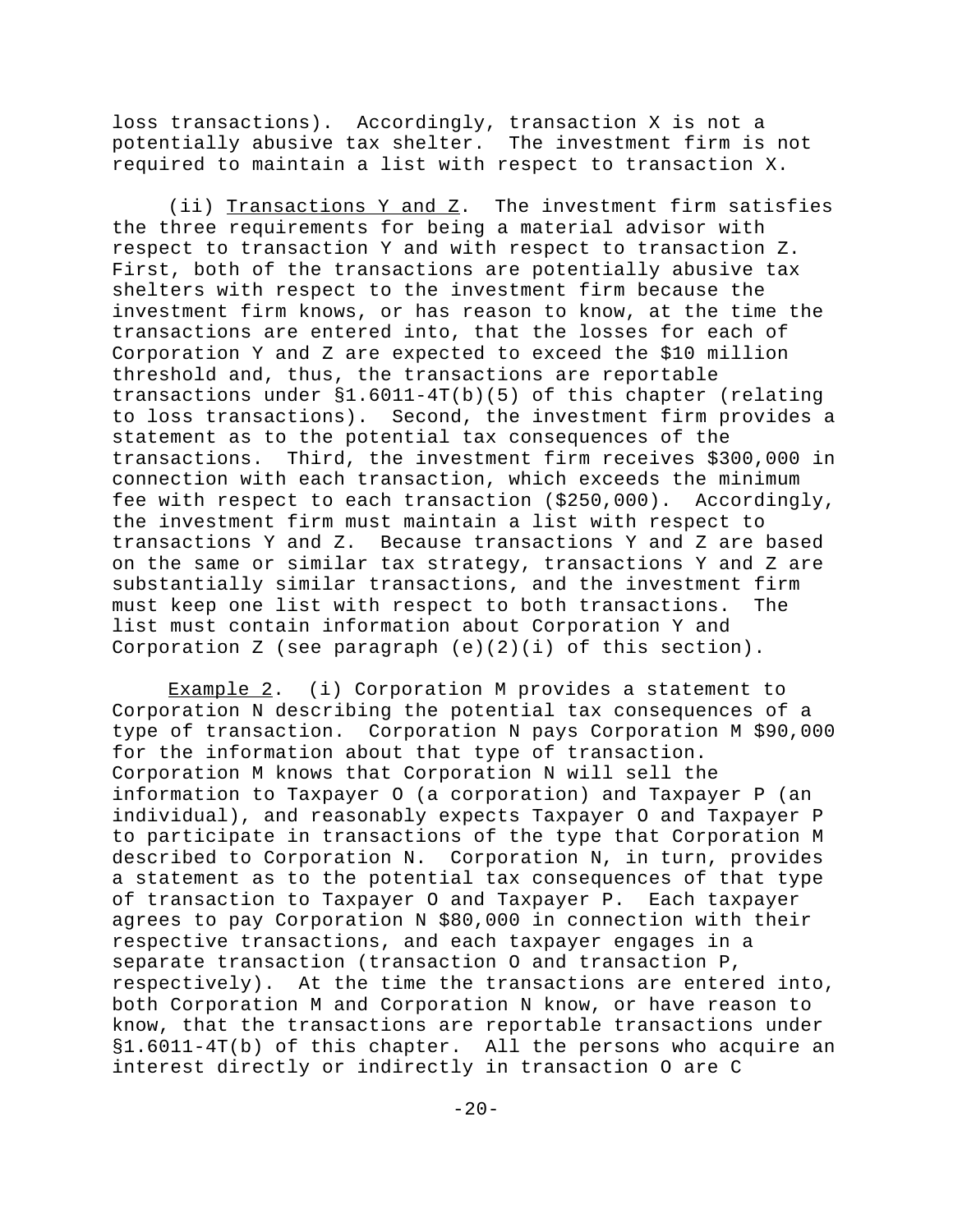loss transactions). Accordingly, transaction X is not a potentially abusive tax shelter. The investment firm is not required to maintain a list with respect to transaction X.

(ii) Transactions Y and Z. The investment firm satisfies the three requirements for being a material advisor with respect to transaction Y and with respect to transaction Z. First, both of the transactions are potentially abusive tax shelters with respect to the investment firm because the investment firm knows, or has reason to know, at the time the transactions are entered into, that the losses for each of Corporation Y and Z are expected to exceed the $10 million threshold and, thus, the transactions are reportable transactions under §1.6011-4T(b)(5) of this chapter (relating to loss transactions). Second, the investment firm provides a statement as to the potential tax consequences of the transactions. Third, the investment firm receives $300,000 in connection with each transaction, which exceeds the minimum fee with respect to each transaction ($250,000). Accordingly, the investment firm must maintain a list with respect to transactions Y and Z. Because transactions Y and Z are based on the same or similar tax strategy, transactions Y and Z are substantially similar transactions, and the investment firm must keep one list with respect to both transactions. The list must contain information about Corporation Y and Corporation Z (see paragraph (e)(2)(i) of this section).

Example 2. (i) Corporation M provides a statement to Corporation N describing the potential tax consequences of a type of transaction. Corporation N pays Corporation M $90,000 for the information about that type of transaction. Corporation M knows that Corporation N will sell the information to Taxpayer O (a corporation) and Taxpayer P (an individual), and reasonably expects Taxpayer O and Taxpayer P to participate in transactions of the type that Corporation M described to Corporation N. Corporation N, in turn, provides a statement as to the potential tax consequences of that type of transaction to Taxpayer O and Taxpayer P. Each taxpayer agrees to pay Corporation N $80,000 in connection with their respective transactions, and each taxpayer engages in a separate transaction (transaction O and transaction P, respectively). At the time the transactions are entered into, both Corporation M and Corporation N know, or have reason to know, that the transactions are reportable transactions under §1.6011-4T(b) of this chapter. All the persons who acquire an interest directly or indirectly in transaction O are C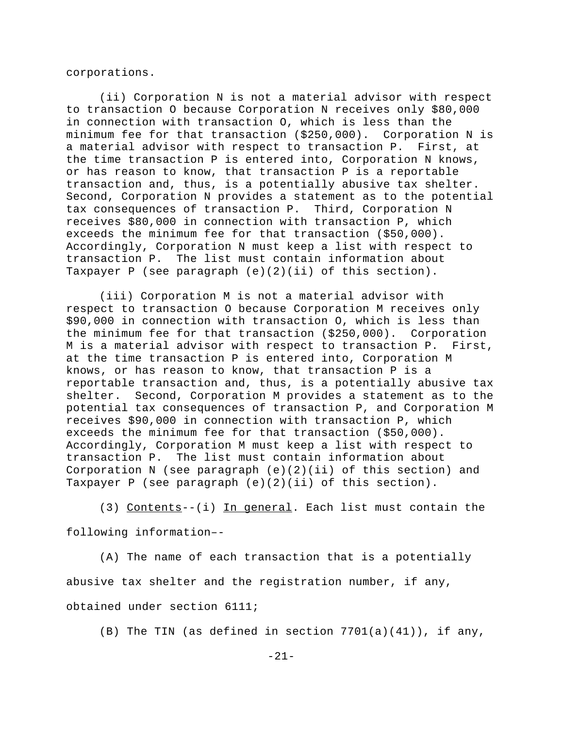corporations.

(ii) Corporation N is not a material advisor with respect to transaction O because Corporation N receives only $80,000 in connection with transaction O, which is less than the minimum fee for that transaction ($250,000). Corporation N is a material advisor with respect to transaction P. First, at the time transaction P is entered into, Corporation N knows, or has reason to know, that transaction P is a reportable transaction and, thus, is a potentially abusive tax shelter. Second, Corporation N provides a statement as to the potential tax consequences of transaction P. Third, Corporation N receives $80,000 in connection with transaction P, which exceeds the minimum fee for that transaction ($50,000). Accordingly, Corporation N must keep a list with respect to transaction P. The list must contain information about Taxpayer P (see paragraph (e)(2)(ii) of this section).

(iii) Corporation M is not a material advisor with respect to transaction O because Corporation M receives only $90,000 in connection with transaction O, which is less than the minimum fee for that transaction ($250,000). Corporation M is a material advisor with respect to transaction P. First, at the time transaction P is entered into, Corporation M knows, or has reason to know, that transaction P is a reportable transaction and, thus, is a potentially abusive tax shelter. Second, Corporation M provides a statement as to the potential tax consequences of transaction P, and Corporation M receives $90,000 in connection with transaction P, which exceeds the minimum fee for that transaction ($50,000). Accordingly, Corporation M must keep a list with respect to transaction P. The list must contain information about Corporation N (see paragraph (e)(2)(ii) of this section) and Taxpayer P (see paragraph (e)(2)(ii) of this section).

(3) Contents--(i) In general. Each list must contain the following information–-

(A) The name of each transaction that is a potentially abusive tax shelter and the registration number, if any, obtained under section 6111;

(B) The TIN (as defined in section 7701(a)(41)), if any,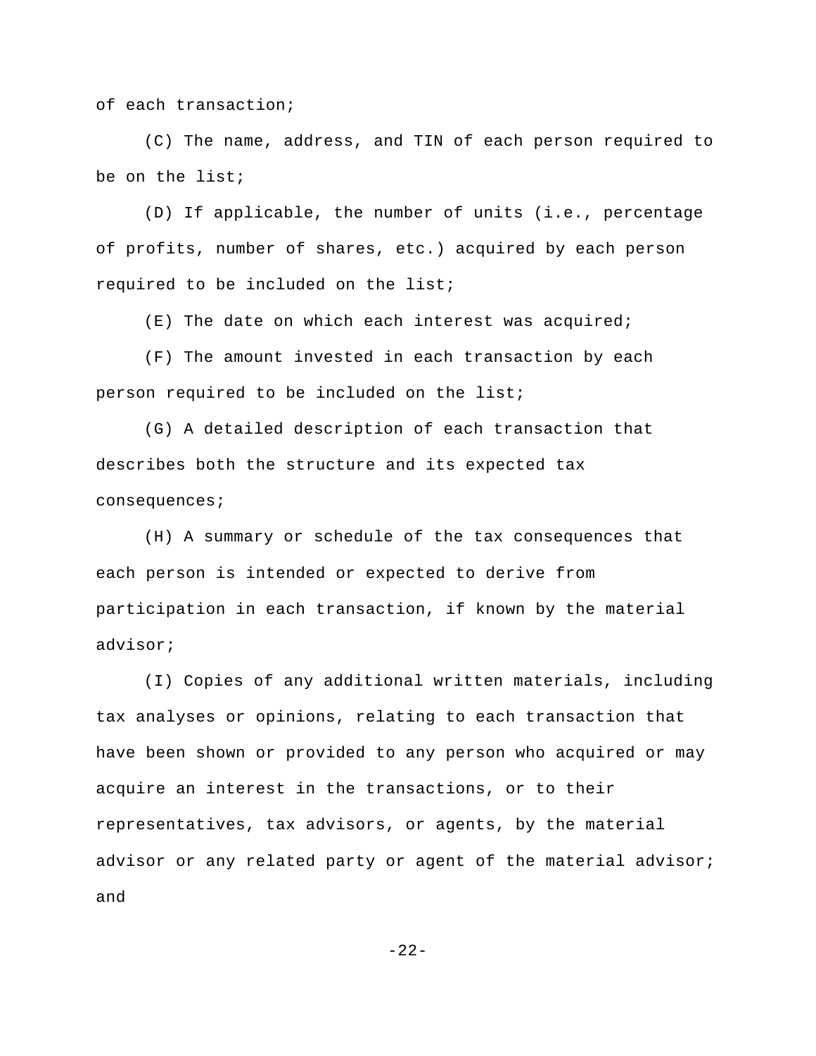of each transaction;

(C) The name, address, and TIN of each person required to be on the list;

(D) If applicable, the number of units (i.e., percentage of profits, number of shares, etc.) acquired by each person required to be included on the list;

(E) The date on which each interest was acquired;

(F) The amount invested in each transaction by each person required to be included on the list;

(G) A detailed description of each transaction that describes both the structure and its expected tax consequences;

(H) A summary or schedule of the tax consequences that each person is intended or expected to derive from participation in each transaction, if known by the material advisor;

(I) Copies of any additional written materials, including tax analyses or opinions, relating to each transaction that have been shown or provided to any person who acquired or may acquire an interest in the transactions, or to their representatives, tax advisors, or agents, by the material advisor or any related party or agent of the material advisor; and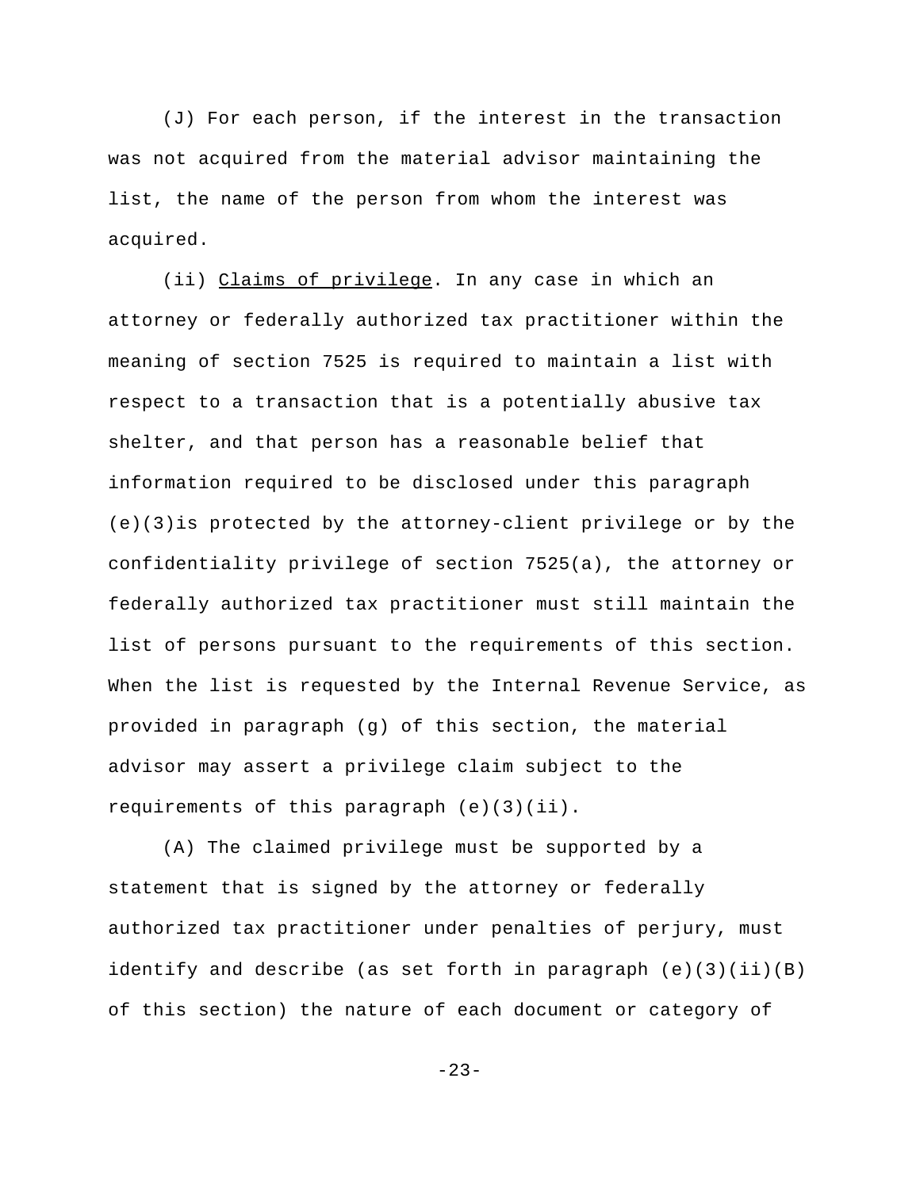(J) For each person, if the interest in the transaction was not acquired from the material advisor maintaining the list, the name of the person from whom the interest was acquired.

(ii) Claims of privilege. In any case in which an attorney or federally authorized tax practitioner within the meaning of section 7525 is required to maintain a list with respect to a transaction that is a potentially abusive tax shelter, and that person has a reasonable belief that information required to be disclosed under this paragraph (e)(3)is protected by the attorney-client privilege or by the confidentiality privilege of section 7525(a), the attorney or federally authorized tax practitioner must still maintain the list of persons pursuant to the requirements of this section. When the list is requested by the Internal Revenue Service, as provided in paragraph (g) of this section, the material advisor may assert a privilege claim subject to the requirements of this paragraph (e)(3)(ii).

(A) The claimed privilege must be supported by a statement that is signed by the attorney or federally authorized tax practitioner under penalties of perjury, must identify and describe (as set forth in paragraph (e)(3)(ii)(B) of this section) the nature of each document or category of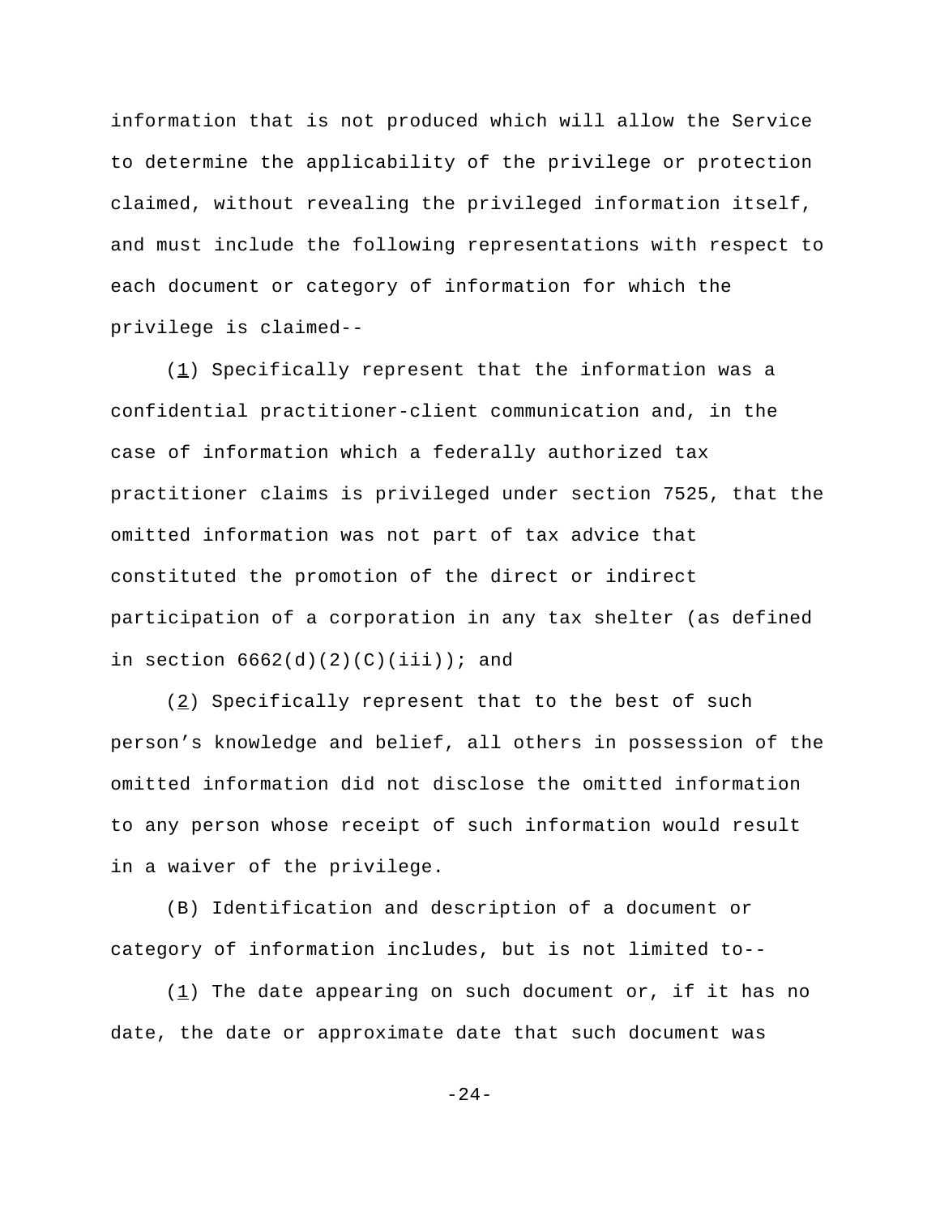information that is not produced which will allow the Service to determine the applicability of the privilege or protection claimed, without revealing the privileged information itself, and must include the following representations with respect to each document or category of information for which the privilege is claimed--

(1) Specifically represent that the information was a confidential practitioner-client communication and, in the case of information which a federally authorized tax practitioner claims is privileged under section 7525, that the omitted information was not part of tax advice that constituted the promotion of the direct or indirect participation of a corporation in any tax shelter (as defined in section 6662(d)(2)(C)(iii)); and

(2) Specifically represent that to the best of such person's knowledge and belief, all others in possession of the omitted information did not disclose the omitted information to any person whose receipt of such information would result in a waiver of the privilege.

(B) Identification and description of a document or category of information includes, but is not limited to--

(1) The date appearing on such document or, if it has no date, the date or approximate date that such document was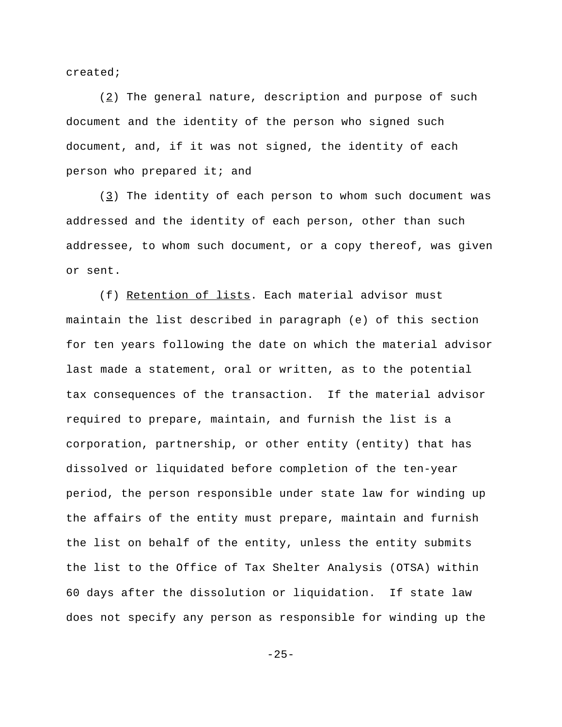created;

(_2_) The general nature, description and purpose of such document and the identity of the person who signed such document, and, if it was not signed, the identity of each person who prepared it; and

(_3_) The identity of each person to whom such document was addressed and the identity of each person, other than such addressee, to whom such document, or a copy thereof, was given or sent.

(f) _Retention of lists_. Each material advisor must maintain the list described in paragraph (e) of this section for ten years following the date on which the material advisor last made a statement, oral or written, as to the potential tax consequences of the transaction. If the material advisor required to prepare, maintain, and furnish the list is a corporation, partnership, or other entity (entity) that has dissolved or liquidated before completion of the ten-year period, the person responsible under state law for winding up the affairs of the entity must prepare, maintain and furnish the list on behalf of the entity, unless the entity submits the list to the Office of Tax Shelter Analysis (OTSA) within 60 days after the dissolution or liquidation. If state law does not specify any person as responsible for winding up the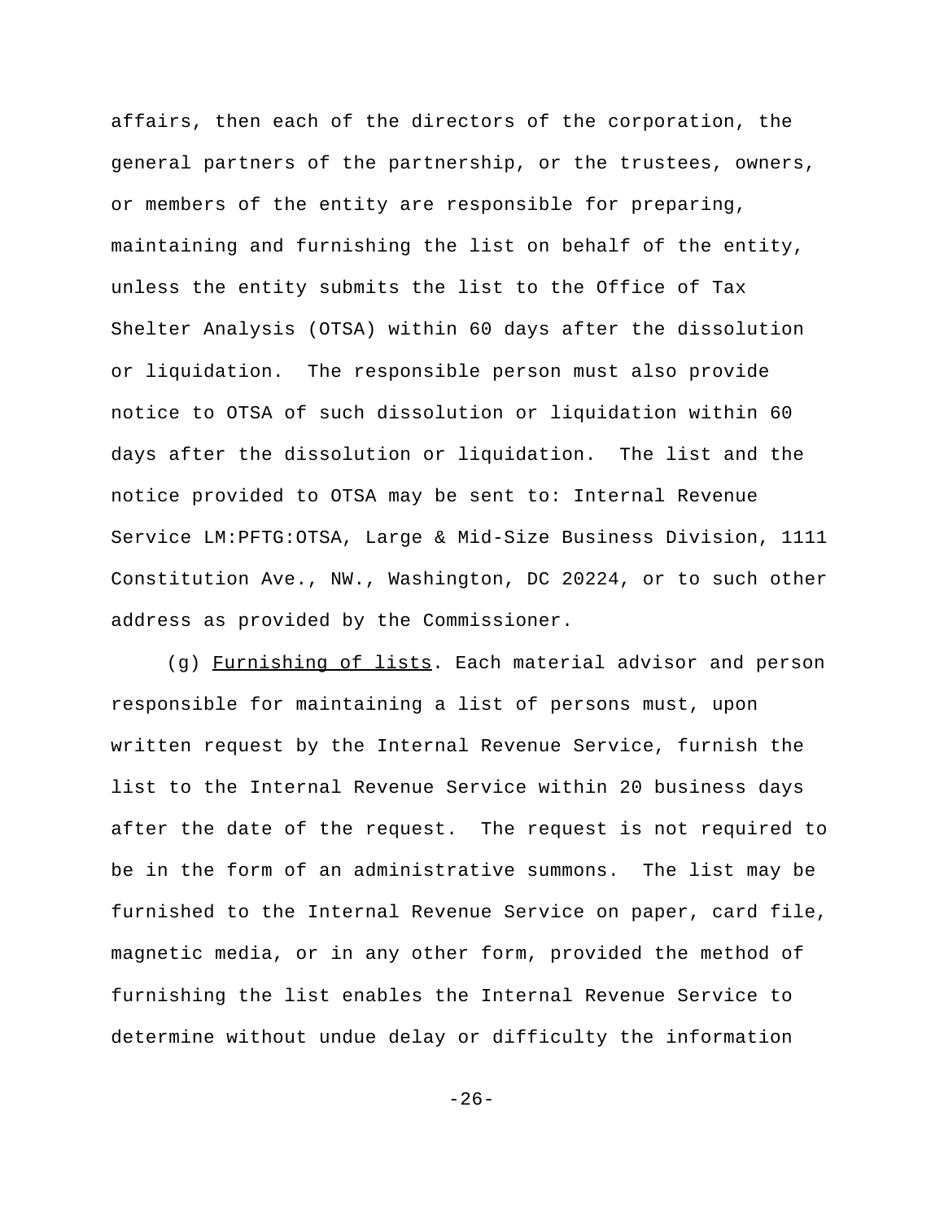affairs, then each of the directors of the corporation, the general partners of the partnership, or the trustees, owners, or members of the entity are responsible for preparing, maintaining and furnishing the list on behalf of the entity, unless the entity submits the list to the Office of Tax Shelter Analysis (OTSA) within 60 days after the dissolution or liquidation. The responsible person must also provide notice to OTSA of such dissolution or liquidation within 60 days after the dissolution or liquidation. The list and the notice provided to OTSA may be sent to: Internal Revenue Service LM:PFTG:OTSA, Large & Mid-Size Business Division, 1111 Constitution Ave., NW., Washington, DC 20224, or to such other address as provided by the Commissioner.

(g) Furnishing of lists. Each material advisor and person responsible for maintaining a list of persons must, upon written request by the Internal Revenue Service, furnish the list to the Internal Revenue Service within 20 business days after the date of the request. The request is not required to be in the form of an administrative summons. The list may be furnished to the Internal Revenue Service on paper, card file, magnetic media, or in any other form, provided the method of furnishing the list enables the Internal Revenue Service to determine without undue delay or difficulty the information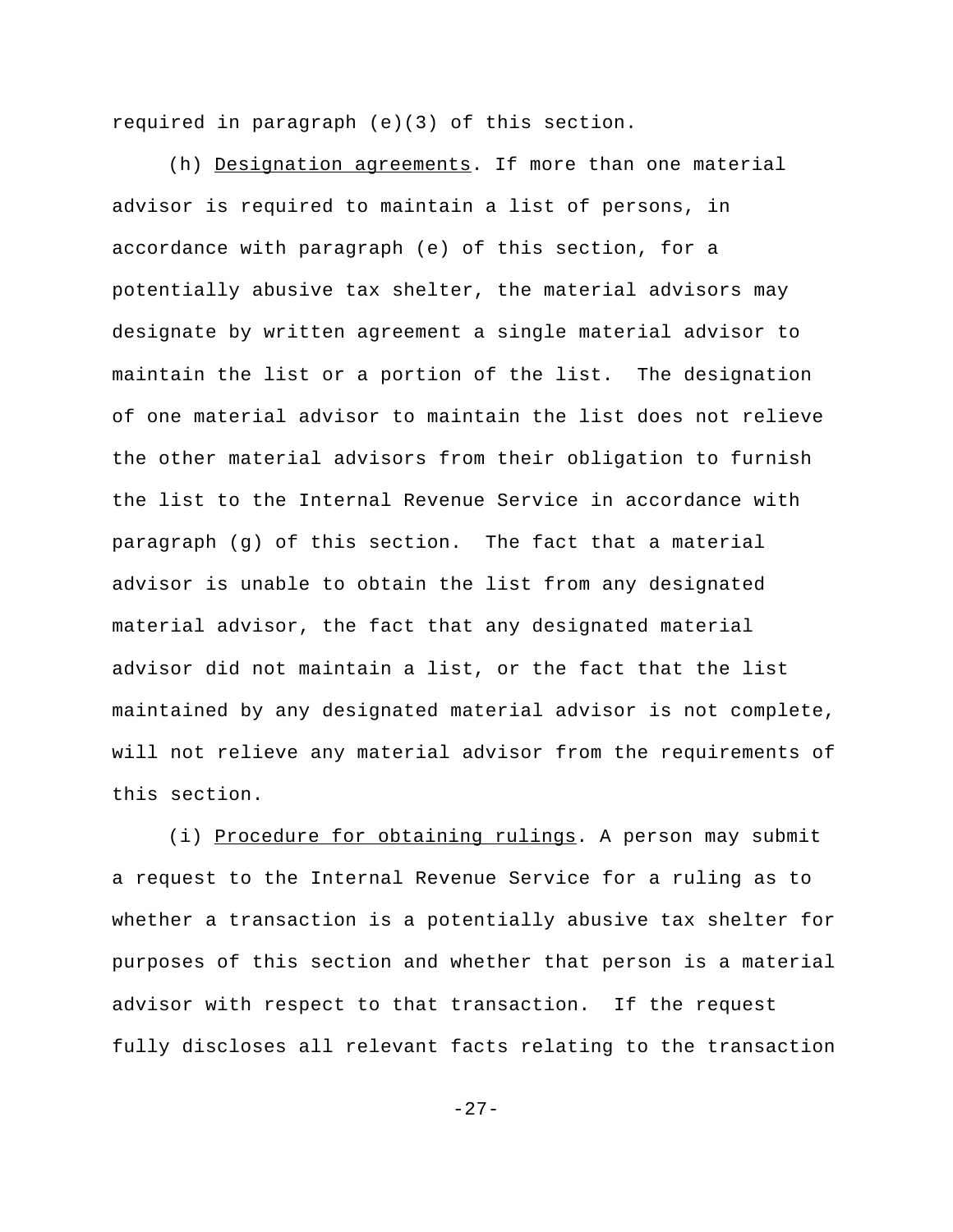required in paragraph (e)(3) of this section.

(h) Designation agreements. If more than one material advisor is required to maintain a list of persons, in accordance with paragraph (e) of this section, for a potentially abusive tax shelter, the material advisors may designate by written agreement a single material advisor to maintain the list or a portion of the list. The designation of one material advisor to maintain the list does not relieve the other material advisors from their obligation to furnish the list to the Internal Revenue Service in accordance with paragraph (g) of this section. The fact that a material advisor is unable to obtain the list from any designated material advisor, the fact that any designated material advisor did not maintain a list, or the fact that the list maintained by any designated material advisor is not complete, will not relieve any material advisor from the requirements of this section.

(i) Procedure for obtaining rulings. A person may submit a request to the Internal Revenue Service for a ruling as to whether a transaction is a potentially abusive tax shelter for purposes of this section and whether that person is a material advisor with respect to that transaction. If the request fully discloses all relevant facts relating to the transaction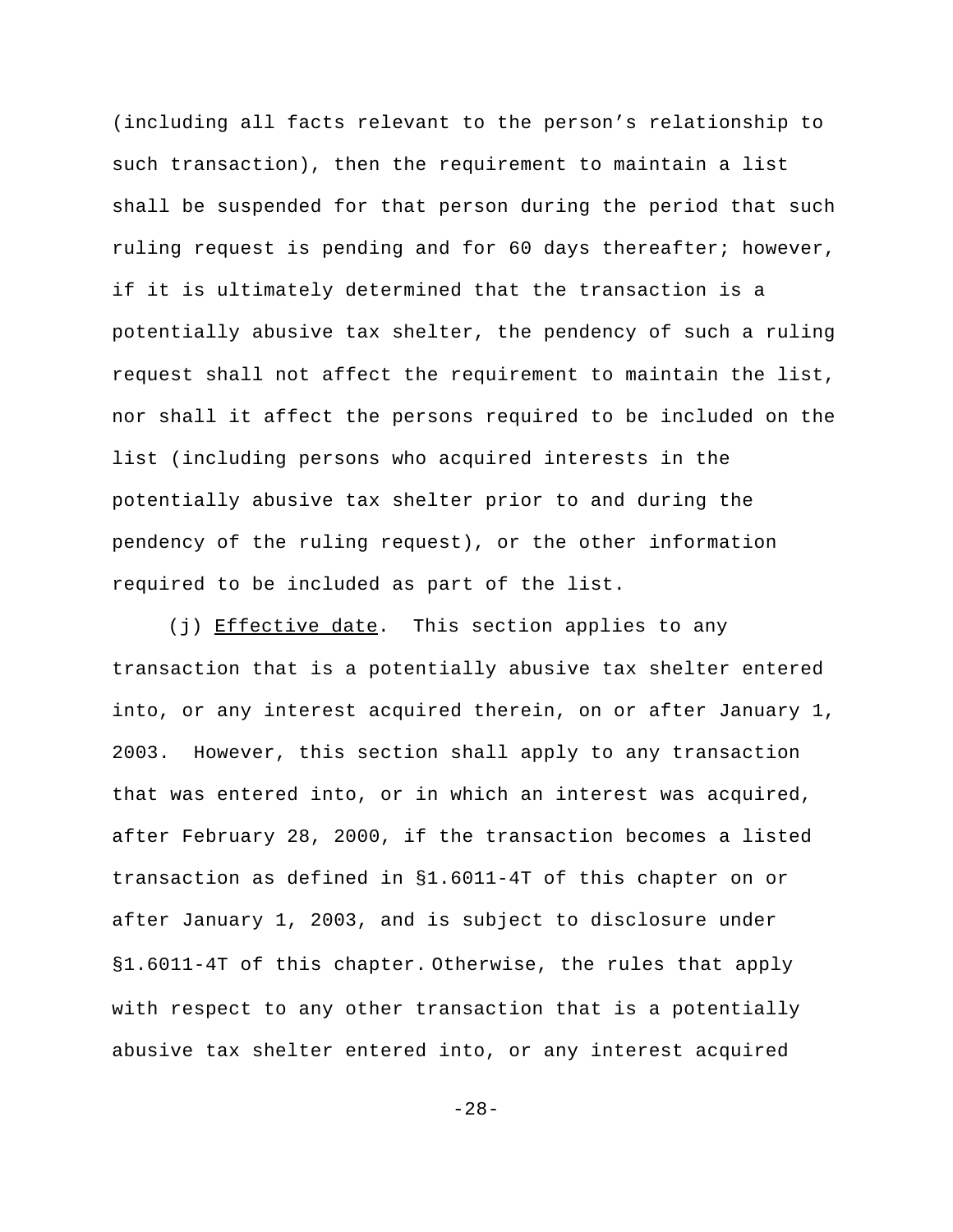(including all facts relevant to the person's relationship to such transaction), then the requirement to maintain a list shall be suspended for that person during the period that such ruling request is pending and for 60 days thereafter; however, if it is ultimately determined that the transaction is a potentially abusive tax shelter, the pendency of such a ruling request shall not affect the requirement to maintain the list, nor shall it affect the persons required to be included on the list (including persons who acquired interests in the potentially abusive tax shelter prior to and during the pendency of the ruling request), or the other information required to be included as part of the list.

(j) Effective date. This section applies to any transaction that is a potentially abusive tax shelter entered into, or any interest acquired therein, on or after January 1, 2003. However, this section shall apply to any transaction that was entered into, or in which an interest was acquired, after February 28, 2000, if the transaction becomes a listed transaction as defined in §1.6011-4T of this chapter on or after January 1, 2003, and is subject to disclosure under §1.6011-4T of this chapter. Otherwise, the rules that apply with respect to any other transaction that is a potentially abusive tax shelter entered into, or any interest acquired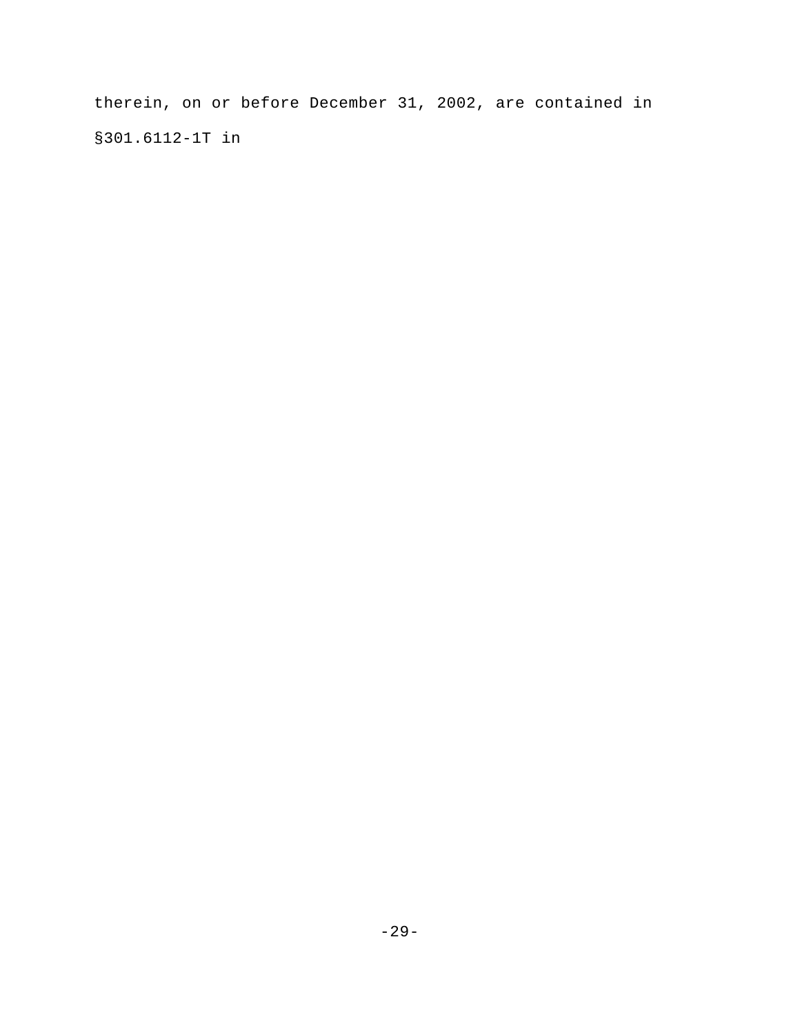therein, on or before December 31, 2002, are contained in §301.6112-1T in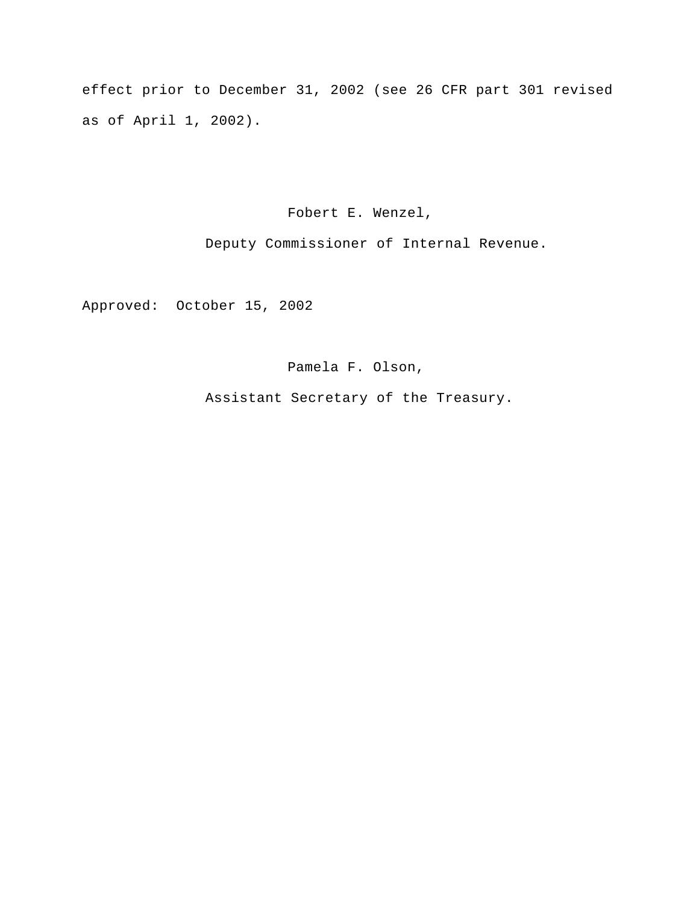effect prior to December 31, 2002 (see 26 CFR part 301 revised as of April 1, 2002).

Fobert E. Wenzel,

Deputy Commissioner of Internal Revenue.

Approved: October 15, 2002

Pamela F. Olson,

Assistant Secretary of the Treasury.